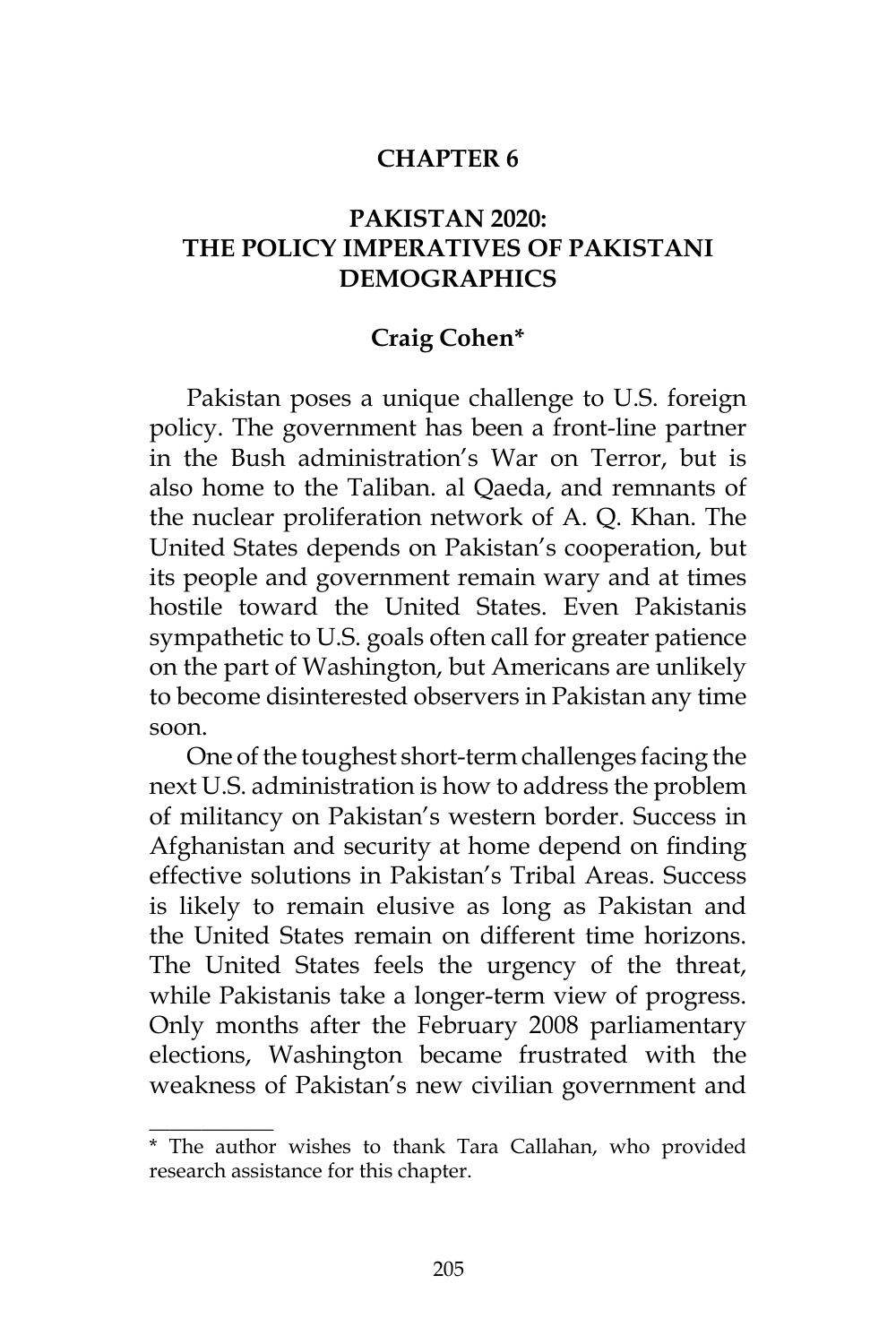# CHAPTER 6

# PAKISTAN 2020: THE POLICY IMPERATIVES OF PAKISTANI DEMOGRAPHICS

## Craig Cohen*

Pakistan poses a unique challenge to U.S. foreign policy. The government has been a front-line partner in the Bush administration's War on Terror, but is also home to the Taliban. al Qaeda, and remnants of the nuclear proliferation network of A. Q. Khan. The United States depends on Pakistan's cooperation, but its people and government remain wary and at times hostile toward the United States. Even Pakistanis sympathetic to U.S. goals often call for greater patience on the part of Washington, but Americans are unlikely to become disinterested observers in Pakistan any time soon.

One of the toughest short-term challenges facing the next U.S. administration is how to address the problem of militancy on Pakistan's western border. Success in Afghanistan and security at home depend on finding effective solutions in Pakistan's Tribal Areas. Success is likely to remain elusive as long as Pakistan and the United States remain on different time horizons. The United States feels the urgency of the threat, while Pakistanis take a longer-term view of progress. Only months after the February 2008 parliamentary elections, Washington became frustrated with the weakness of Pakistan's new civilian government and

---

* The author wishes to thank Tara Callahan, who provided research assistance for this chapter.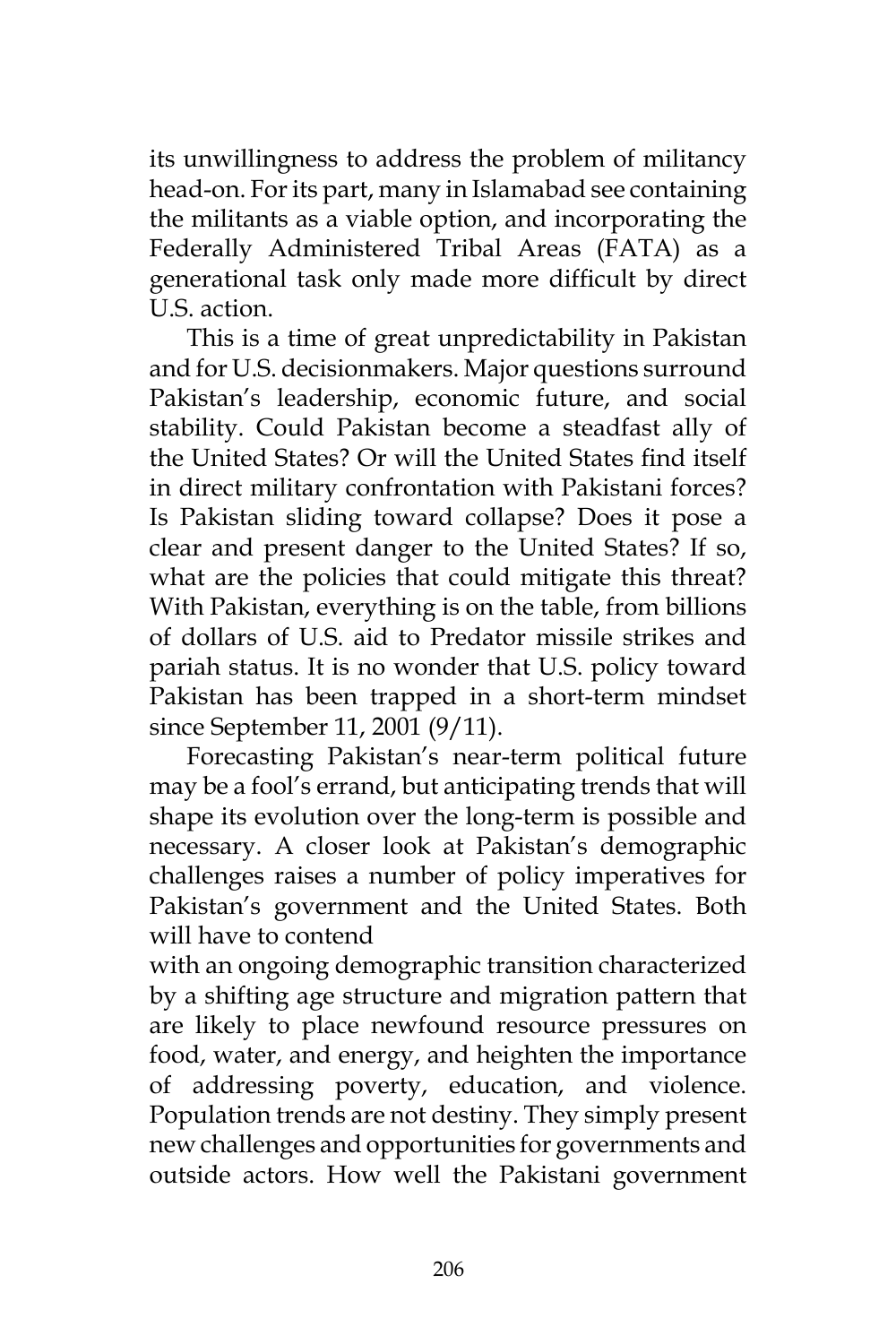its unwillingness to address the problem of militancy head-on. For its part, many in Islamabad see containing the militants as a viable option, and incorporating the Federally Administered Tribal Areas (FATA) as a generational task only made more difficult by direct U.S. action.

This is a time of great unpredictability in Pakistan and for U.S. decisionmakers. Major questions surround Pakistan's leadership, economic future, and social stability. Could Pakistan become a steadfast ally of the United States? Or will the United States find itself in direct military confrontation with Pakistani forces? Is Pakistan sliding toward collapse? Does it pose a clear and present danger to the United States? If so, what are the policies that could mitigate this threat? With Pakistan, everything is on the table, from billions of dollars of U.S. aid to Predator missile strikes and pariah status. It is no wonder that U.S. policy toward Pakistan has been trapped in a short-term mindset since September 11, 2001 (9/11).

Forecasting Pakistan's near-term political future may be a fool's errand, but anticipating trends that will shape its evolution over the long-term is possible and necessary. A closer look at Pakistan's demographic challenges raises a number of policy imperatives for Pakistan's government and the United States. Both will have to contend with an ongoing demographic transition characterized by a shifting age structure and migration pattern that are likely to place newfound resource pressures on food, water, and energy, and heighten the importance of addressing poverty, education, and violence. Population trends are not destiny. They simply present new challenges and opportunities for governments and outside actors. How well the Pakistani government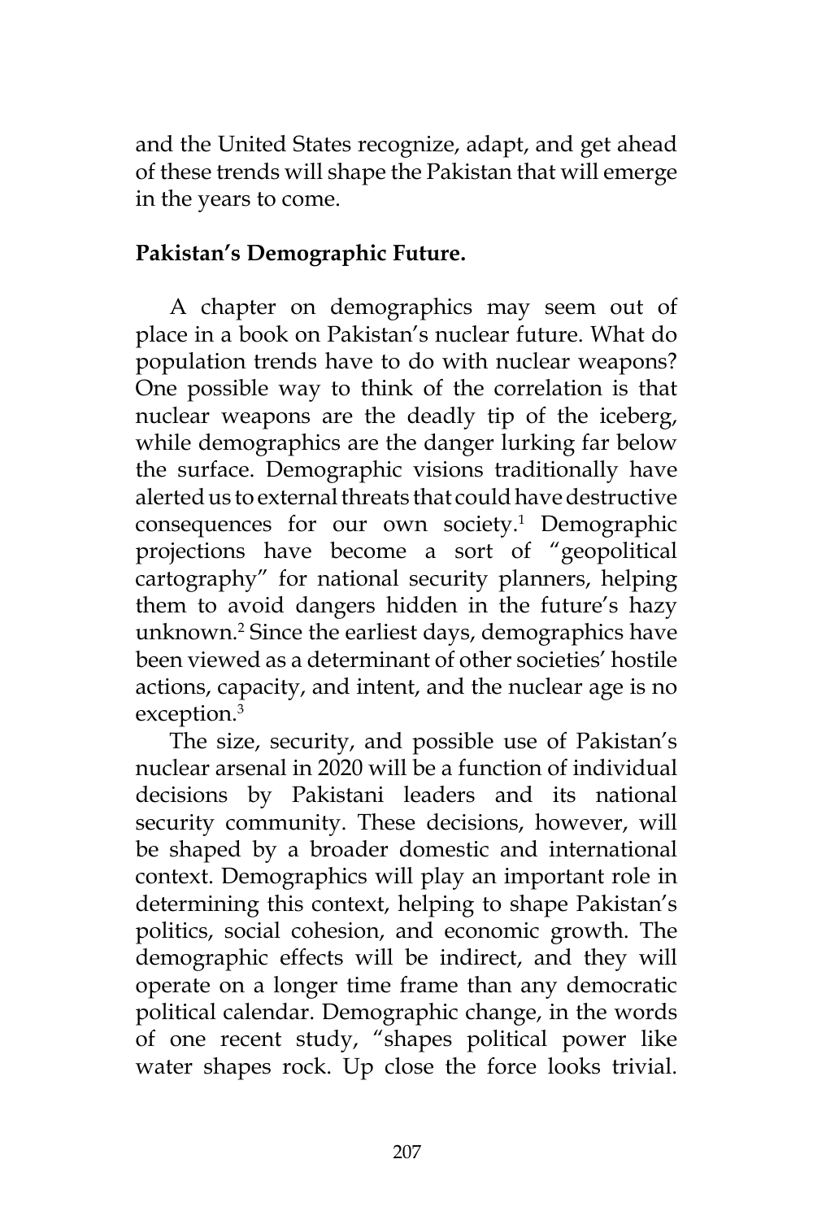and the United States recognize, adapt, and get ahead of these trends will shape the Pakistan that will emerge in the years to come.

## Pakistan's Demographic Future.

A chapter on demographics may seem out of place in a book on Pakistan's nuclear future. What do population trends have to do with nuclear weapons? One possible way to think of the correlation is that nuclear weapons are the deadly tip of the iceberg, while demographics are the danger lurking far below the surface. Demographic visions traditionally have alerted us to external threats that could have destructive consequences for our own society.[1] Demographic projections have become a sort of "geopolitical cartography" for national security planners, helping them to avoid dangers hidden in the future's hazy unknown.[2] Since the earliest days, demographics have been viewed as a determinant of other societies' hostile actions, capacity, and intent, and the nuclear age is no exception.[3]

The size, security, and possible use of Pakistan's nuclear arsenal in 2020 will be a function of individual decisions by Pakistani leaders and its national security community. These decisions, however, will be shaped by a broader domestic and international context. Demographics will play an important role in determining this context, helping to shape Pakistan's politics, social cohesion, and economic growth. The demographic effects will be indirect, and they will operate on a longer time frame than any democratic political calendar. Demographic change, in the words of one recent study, "shapes political power like water shapes rock. Up close the force looks trivial.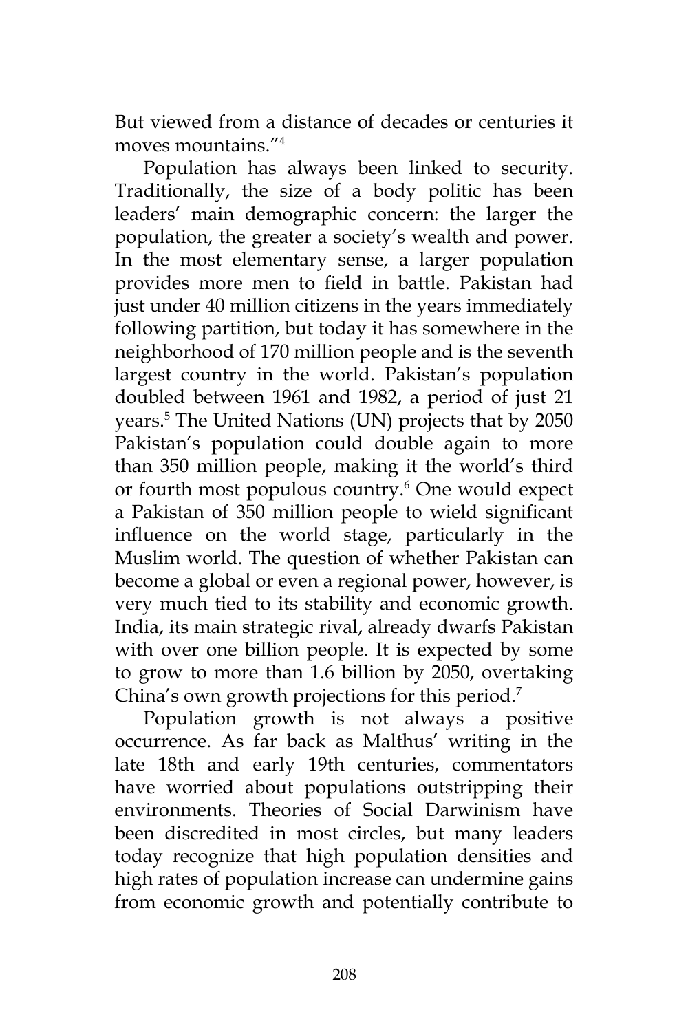But viewed from a distance of decades or centuries it moves mountains."[4]

Population has always been linked to security. Traditionally, the size of a body politic has been leaders' main demographic concern: the larger the population, the greater a society's wealth and power. In the most elementary sense, a larger population provides more men to field in battle. Pakistan had just under 40 million citizens in the years immediately following partition, but today it has somewhere in the neighborhood of 170 million people and is the seventh largest country in the world. Pakistan's population doubled between 1961 and 1982, a period of just 21 years.[5] The United Nations (UN) projects that by 2050 Pakistan's population could double again to more than 350 million people, making it the world's third or fourth most populous country.[6] One would expect a Pakistan of 350 million people to wield significant influence on the world stage, particularly in the Muslim world. The question of whether Pakistan can become a global or even a regional power, however, is very much tied to its stability and economic growth. India, its main strategic rival, already dwarfs Pakistan with over one billion people. It is expected by some to grow to more than 1.6 billion by 2050, overtaking China's own growth projections for this period.[7]

Population growth is not always a positive occurrence. As far back as Malthus' writing in the late 18th and early 19th centuries, commentators have worried about populations outstripping their environments. Theories of Social Darwinism have been discredited in most circles, but many leaders today recognize that high population densities and high rates of population increase can undermine gains from economic growth and potentially contribute to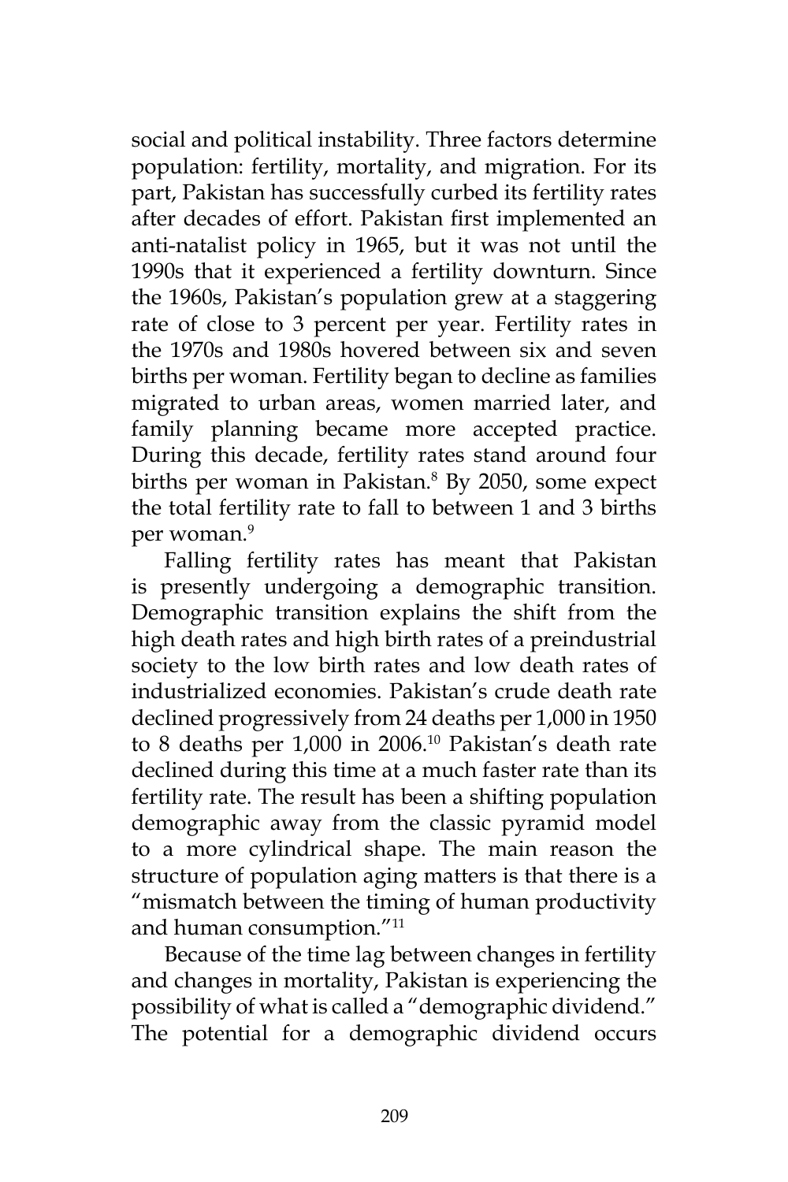social and political instability. Three factors determine population: fertility, mortality, and migration. For its part, Pakistan has successfully curbed its fertility rates after decades of effort. Pakistan first implemented an anti-natalist policy in 1965, but it was not until the 1990s that it experienced a fertility downturn. Since the 1960s, Pakistan's population grew at a staggering rate of close to 3 percent per year. Fertility rates in the 1970s and 1980s hovered between six and seven births per woman. Fertility began to decline as families migrated to urban areas, women married later, and family planning became more accepted practice. During this decade, fertility rates stand around four births per woman in Pakistan.[8] By 2050, some expect the total fertility rate to fall to between 1 and 3 births per woman.[9]

Falling fertility rates has meant that Pakistan is presently undergoing a demographic transition. Demographic transition explains the shift from the high death rates and high birth rates of a preindustrial society to the low birth rates and low death rates of industrialized economies. Pakistan's crude death rate declined progressively from 24 deaths per 1,000 in 1950 to 8 deaths per 1,000 in 2006.[10] Pakistan's death rate declined during this time at a much faster rate than its fertility rate. The result has been a shifting population demographic away from the classic pyramid model to a more cylindrical shape. The main reason the structure of population aging matters is that there is a "mismatch between the timing of human productivity and human consumption."[11]

Because of the time lag between changes in fertility and changes in mortality, Pakistan is experiencing the possibility of what is called a "demographic dividend." The potential for a demographic dividend occurs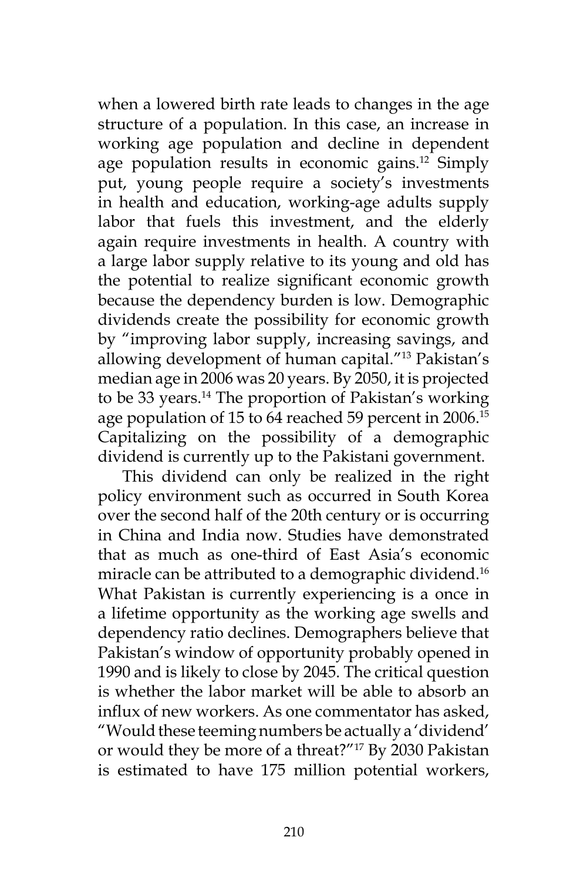when a lowered birth rate leads to changes in the age structure of a population. In this case, an increase in working age population and decline in dependent age population results in economic gains.[12] Simply put, young people require a society's investments in health and education, working-age adults supply labor that fuels this investment, and the elderly again require investments in health. A country with a large labor supply relative to its young and old has the potential to realize significant economic growth because the dependency burden is low. Demographic dividends create the possibility for economic growth by "improving labor supply, increasing savings, and allowing development of human capital."[13] Pakistan's median age in 2006 was 20 years. By 2050, it is projected to be 33 years.[14] The proportion of Pakistan's working age population of 15 to 64 reached 59 percent in 2006.[15] Capitalizing on the possibility of a demographic dividend is currently up to the Pakistani government.

This dividend can only be realized in the right policy environment such as occurred in South Korea over the second half of the 20th century or is occurring in China and India now. Studies have demonstrated that as much as one-third of East Asia's economic miracle can be attributed to a demographic dividend.[16] What Pakistan is currently experiencing is a once in a lifetime opportunity as the working age swells and dependency ratio declines. Demographers believe that Pakistan's window of opportunity probably opened in 1990 and is likely to close by 2045. The critical question is whether the labor market will be able to absorb an influx of new workers. As one commentator has asked, "Would these teeming numbers be actually a 'dividend' or would they be more of a threat?"[17] By 2030 Pakistan is estimated to have 175 million potential workers,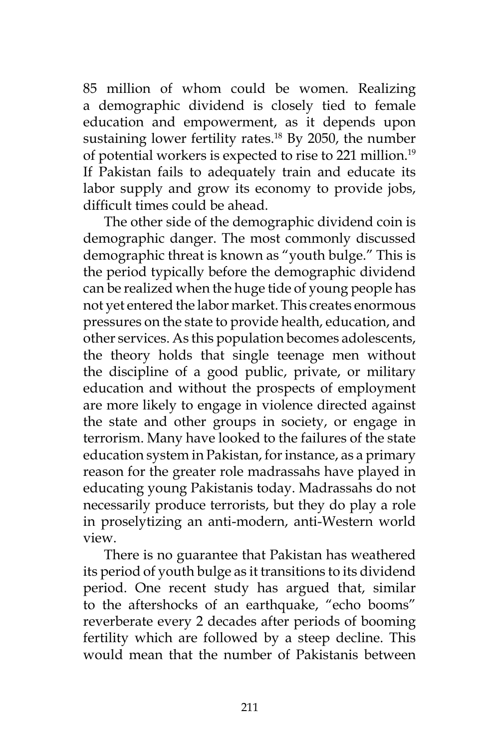85 million of whom could be women. Realizing a demographic dividend is closely tied to female education and empowerment, as it depends upon sustaining lower fertility rates.[18] By 2050, the number of potential workers is expected to rise to 221 million.[19] If Pakistan fails to adequately train and educate its labor supply and grow its economy to provide jobs, difficult times could be ahead.

The other side of the demographic dividend coin is demographic danger. The most commonly discussed demographic threat is known as "youth bulge." This is the period typically before the demographic dividend can be realized when the huge tide of young people has not yet entered the labor market. This creates enormous pressures on the state to provide health, education, and other services. As this population becomes adolescents, the theory holds that single teenage men without the discipline of a good public, private, or military education and without the prospects of employment are more likely to engage in violence directed against the state and other groups in society, or engage in terrorism. Many have looked to the failures of the state education system in Pakistan, for instance, as a primary reason for the greater role madrassahs have played in educating young Pakistanis today. Madrassahs do not necessarily produce terrorists, but they do play a role in proselytizing an anti-modern, anti-Western world view.

There is no guarantee that Pakistan has weathered its period of youth bulge as it transitions to its dividend period. One recent study has argued that, similar to the aftershocks of an earthquake, "echo booms" reverberate every 2 decades after periods of booming fertility which are followed by a steep decline. This would mean that the number of Pakistanis between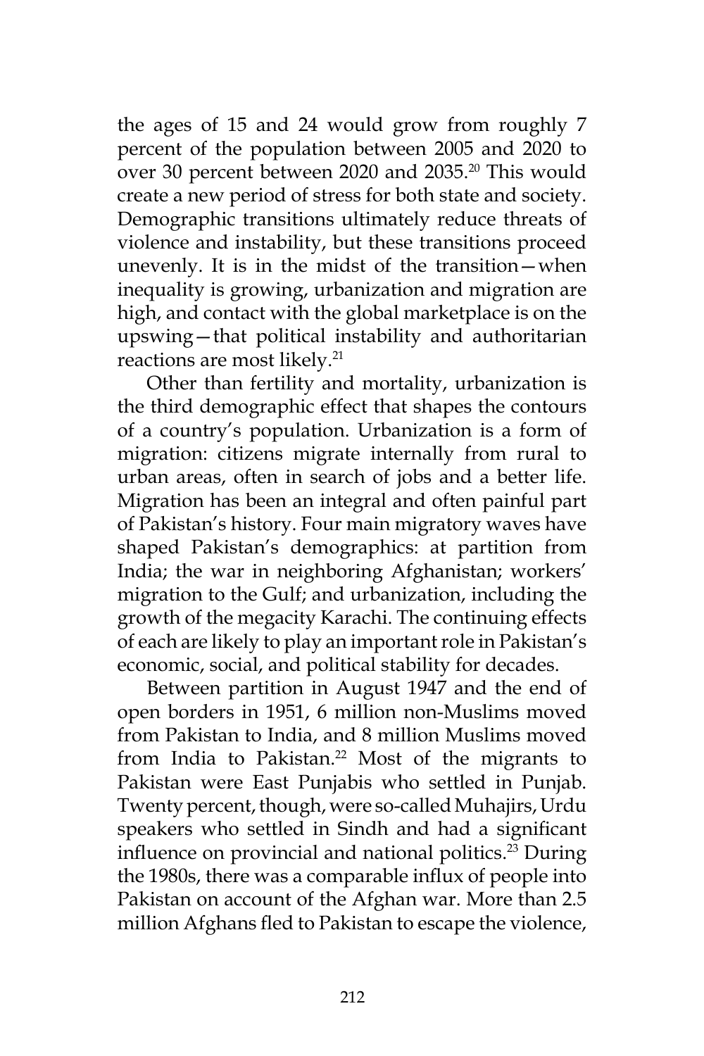the ages of 15 and 24 would grow from roughly 7 percent of the population between 2005 and 2020 to over 30 percent between 2020 and 2035.[20] This would create a new period of stress for both state and society. Demographic transitions ultimately reduce threats of violence and instability, but these transitions proceed unevenly. It is in the midst of the transition—when inequality is growing, urbanization and migration are high, and contact with the global marketplace is on the upswing—that political instability and authoritarian reactions are most likely.[21]

Other than fertility and mortality, urbanization is the third demographic effect that shapes the contours of a country's population. Urbanization is a form of migration: citizens migrate internally from rural to urban areas, often in search of jobs and a better life. Migration has been an integral and often painful part of Pakistan's history. Four main migratory waves have shaped Pakistan's demographics: at partition from India; the war in neighboring Afghanistan; workers' migration to the Gulf; and urbanization, including the growth of the megacity Karachi. The continuing effects of each are likely to play an important role in Pakistan's economic, social, and political stability for decades.

Between partition in August 1947 and the end of open borders in 1951, 6 million non-Muslims moved from Pakistan to India, and 8 million Muslims moved from India to Pakistan.[22] Most of the migrants to Pakistan were East Punjabis who settled in Punjab. Twenty percent, though, were so-called Muhajirs, Urdu speakers who settled in Sindh and had a significant influence on provincial and national politics.[23] During the 1980s, there was a comparable influx of people into Pakistan on account of the Afghan war. More than 2.5 million Afghans fled to Pakistan to escape the violence,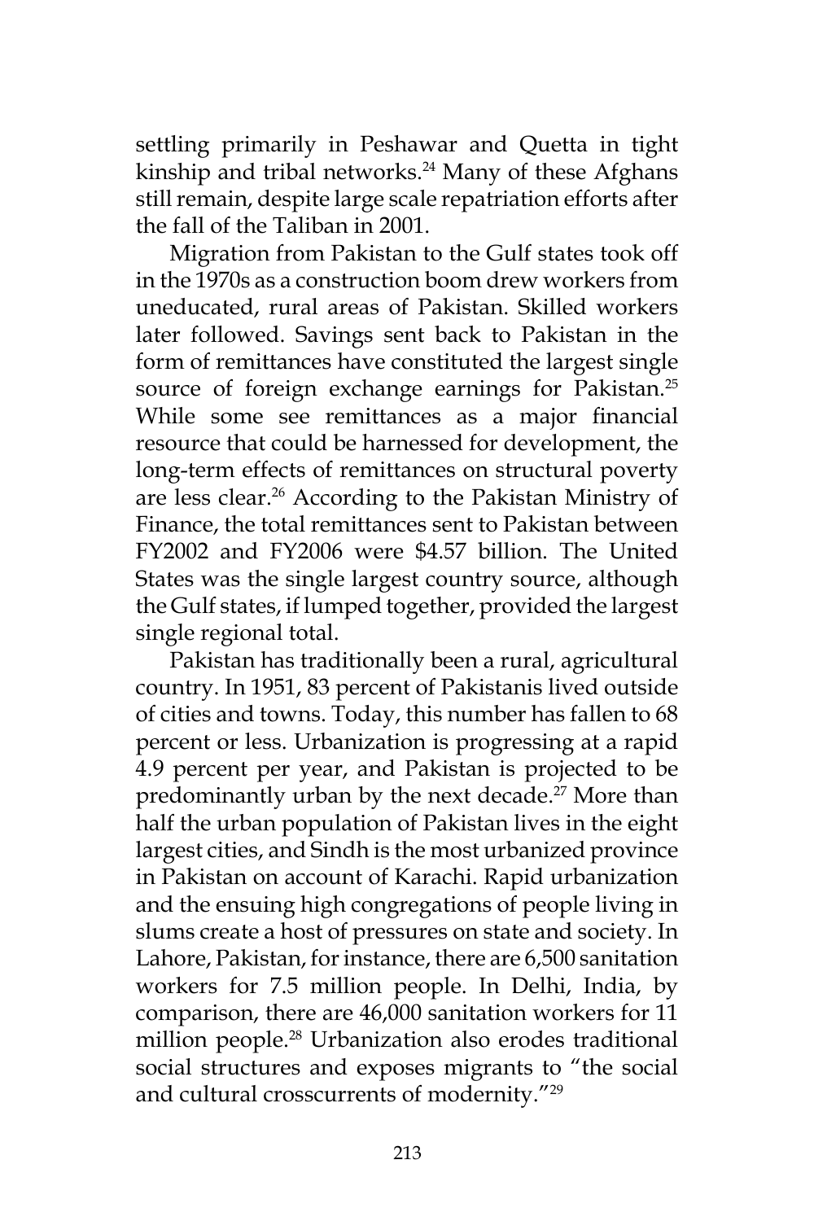settling primarily in Peshawar and Quetta in tight kinship and tribal networks.[24] Many of these Afghans still remain, despite large scale repatriation efforts after the fall of the Taliban in 2001.

Migration from Pakistan to the Gulf states took off in the 1970s as a construction boom drew workers from uneducated, rural areas of Pakistan. Skilled workers later followed. Savings sent back to Pakistan in the form of remittances have constituted the largest single source of foreign exchange earnings for Pakistan.[25] While some see remittances as a major financial resource that could be harnessed for development, the long-term effects of remittances on structural poverty are less clear.[26] According to the Pakistan Ministry of Finance, the total remittances sent to Pakistan between FY2002 and FY2006 were $4.57 billion. The United States was the single largest country source, although the Gulf states, if lumped together, provided the largest single regional total.

Pakistan has traditionally been a rural, agricultural country. In 1951, 83 percent of Pakistanis lived outside of cities and towns. Today, this number has fallen to 68 percent or less. Urbanization is progressing at a rapid 4.9 percent per year, and Pakistan is projected to be predominantly urban by the next decade.[27] More than half the urban population of Pakistan lives in the eight largest cities, and Sindh is the most urbanized province in Pakistan on account of Karachi. Rapid urbanization and the ensuing high congregations of people living in slums create a host of pressures on state and society. In Lahore, Pakistan, for instance, there are 6,500 sanitation workers for 7.5 million people. In Delhi, India, by comparison, there are 46,000 sanitation workers for 11 million people.[28] Urbanization also erodes traditional social structures and exposes migrants to "the social and cultural crosscurrents of modernity."[29]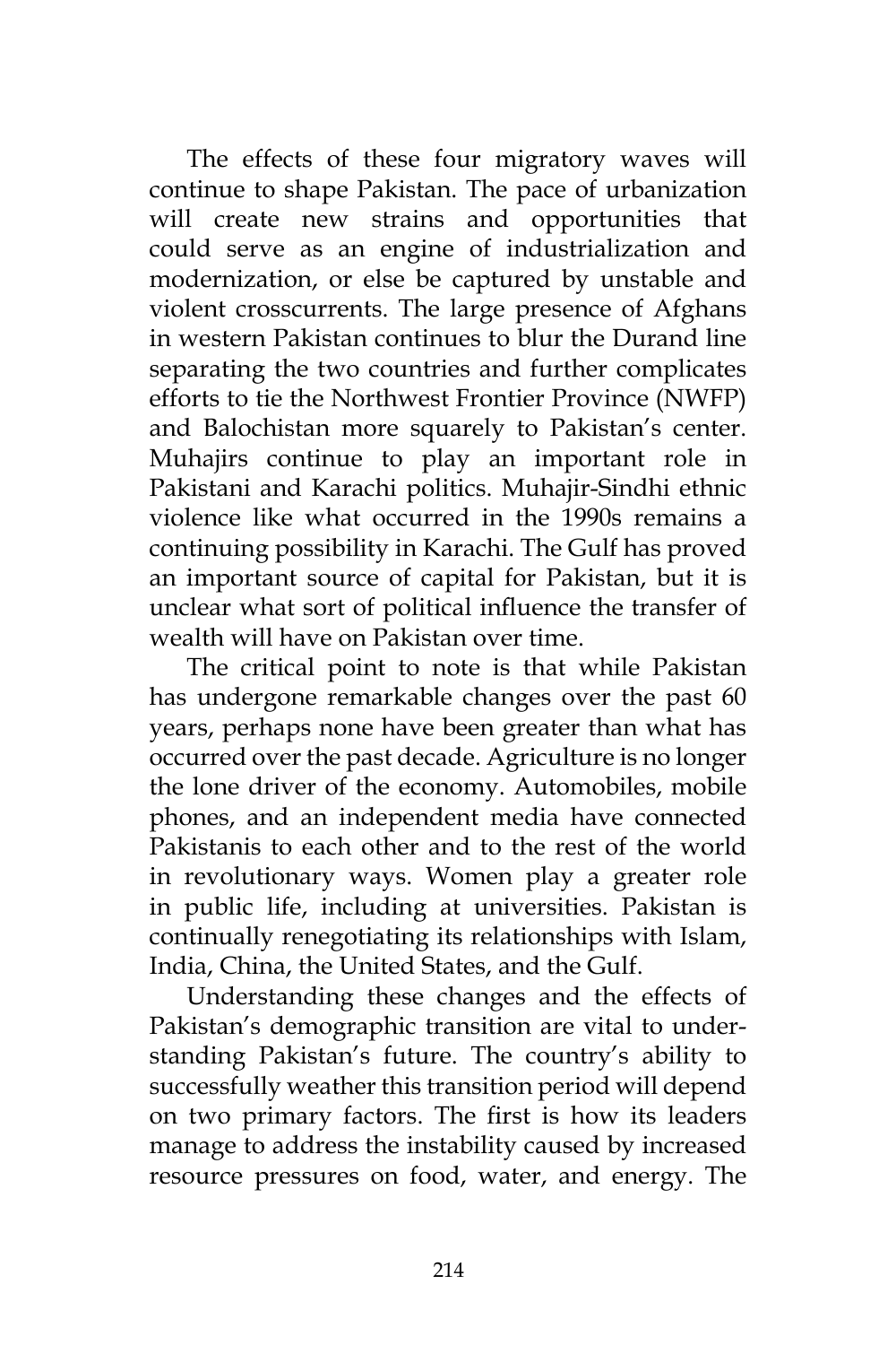The effects of these four migratory waves will continue to shape Pakistan. The pace of urbanization will create new strains and opportunities that could serve as an engine of industrialization and modernization, or else be captured by unstable and violent crosscurrents. The large presence of Afghans in western Pakistan continues to blur the Durand line separating the two countries and further complicates efforts to tie the Northwest Frontier Province (NWFP) and Balochistan more squarely to Pakistan's center. Muhajirs continue to play an important role in Pakistani and Karachi politics. Muhajir-Sindhi ethnic violence like what occurred in the 1990s remains a continuing possibility in Karachi. The Gulf has proved an important source of capital for Pakistan, but it is unclear what sort of political influence the transfer of wealth will have on Pakistan over time.

The critical point to note is that while Pakistan has undergone remarkable changes over the past 60 years, perhaps none have been greater than what has occurred over the past decade. Agriculture is no longer the lone driver of the economy. Automobiles, mobile phones, and an independent media have connected Pakistanis to each other and to the rest of the world in revolutionary ways. Women play a greater role in public life, including at universities. Pakistan is continually renegotiating its relationships with Islam, India, China, the United States, and the Gulf.

Understanding these changes and the effects of Pakistan's demographic transition are vital to understanding Pakistan's future. The country's ability to successfully weather this transition period will depend on two primary factors. The first is how its leaders manage to address the instability caused by increased resource pressures on food, water, and energy. The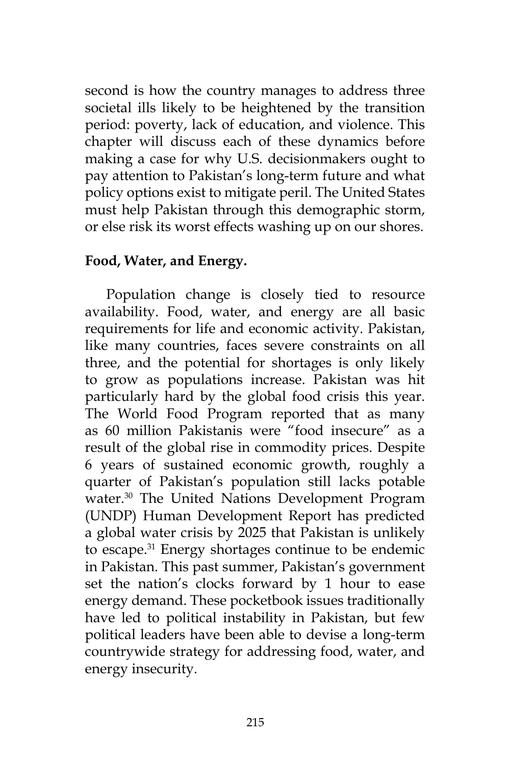second is how the country manages to address three societal ills likely to be heightened by the transition period: poverty, lack of education, and violence. This chapter will discuss each of these dynamics before making a case for why U.S. decisionmakers ought to pay attention to Pakistan's long-term future and what policy options exist to mitigate peril. The United States must help Pakistan through this demographic storm, or else risk its worst effects washing up on our shores.

**Food, Water, and Energy.**

Population change is closely tied to resource availability. Food, water, and energy are all basic requirements for life and economic activity. Pakistan, like many countries, faces severe constraints on all three, and the potential for shortages is only likely to grow as populations increase. Pakistan was hit particularly hard by the global food crisis this year. The World Food Program reported that as many as 60 million Pakistanis were "food insecure" as a result of the global rise in commodity prices. Despite 6 years of sustained economic growth, roughly a quarter of Pakistan's population still lacks potable water.[30] The United Nations Development Program (UNDP) Human Development Report has predicted a global water crisis by 2025 that Pakistan is unlikely to escape.[31] Energy shortages continue to be endemic in Pakistan. This past summer, Pakistan's government set the nation's clocks forward by 1 hour to ease energy demand. These pocketbook issues traditionally have led to political instability in Pakistan, but few political leaders have been able to devise a long-term countrywide strategy for addressing food, water, and energy insecurity.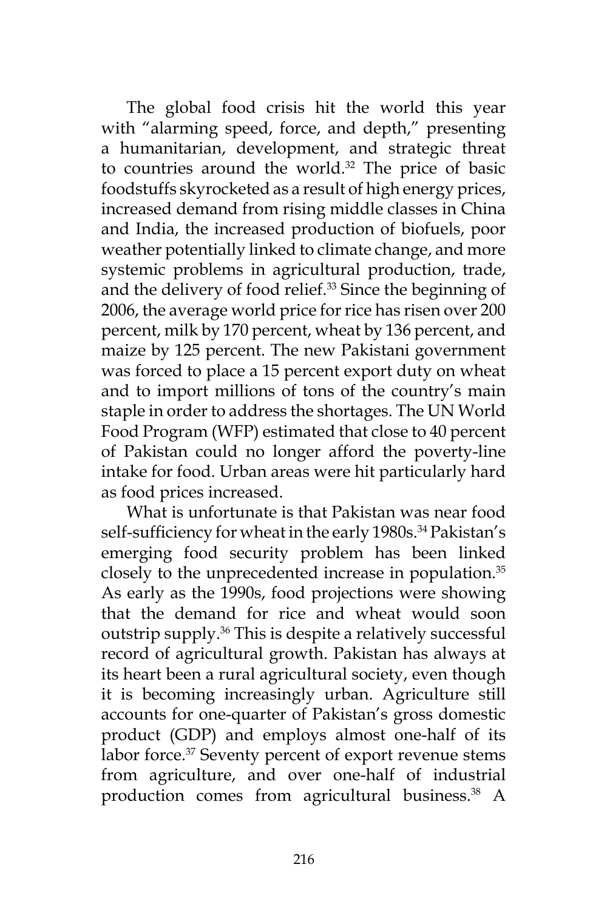The global food crisis hit the world this year with "alarming speed, force, and depth," presenting a humanitarian, development, and strategic threat to countries around the world.[32] The price of basic foodstuffs skyrocketed as a result of high energy prices, increased demand from rising middle classes in China and India, the increased production of biofuels, poor weather potentially linked to climate change, and more systemic problems in agricultural production, trade, and the delivery of food relief.[33] Since the beginning of 2006, the average world price for rice has risen over 200 percent, milk by 170 percent, wheat by 136 percent, and maize by 125 percent. The new Pakistani government was forced to place a 15 percent export duty on wheat and to import millions of tons of the country's main staple in order to address the shortages. The UN World Food Program (WFP) estimated that close to 40 percent of Pakistan could no longer afford the poverty-line intake for food. Urban areas were hit particularly hard as food prices increased.

What is unfortunate is that Pakistan was near food self-sufficiency for wheat in the early 1980s.[34] Pakistan's emerging food security problem has been linked closely to the unprecedented increase in population.[35] As early as the 1990s, food projections were showing that the demand for rice and wheat would soon outstrip supply.[36] This is despite a relatively successful record of agricultural growth. Pakistan has always at its heart been a rural agricultural society, even though it is becoming increasingly urban. Agriculture still accounts for one-quarter of Pakistan's gross domestic product (GDP) and employs almost one-half of its labor force.[37] Seventy percent of export revenue stems from agriculture, and over one-half of industrial production comes from agricultural business.[38] A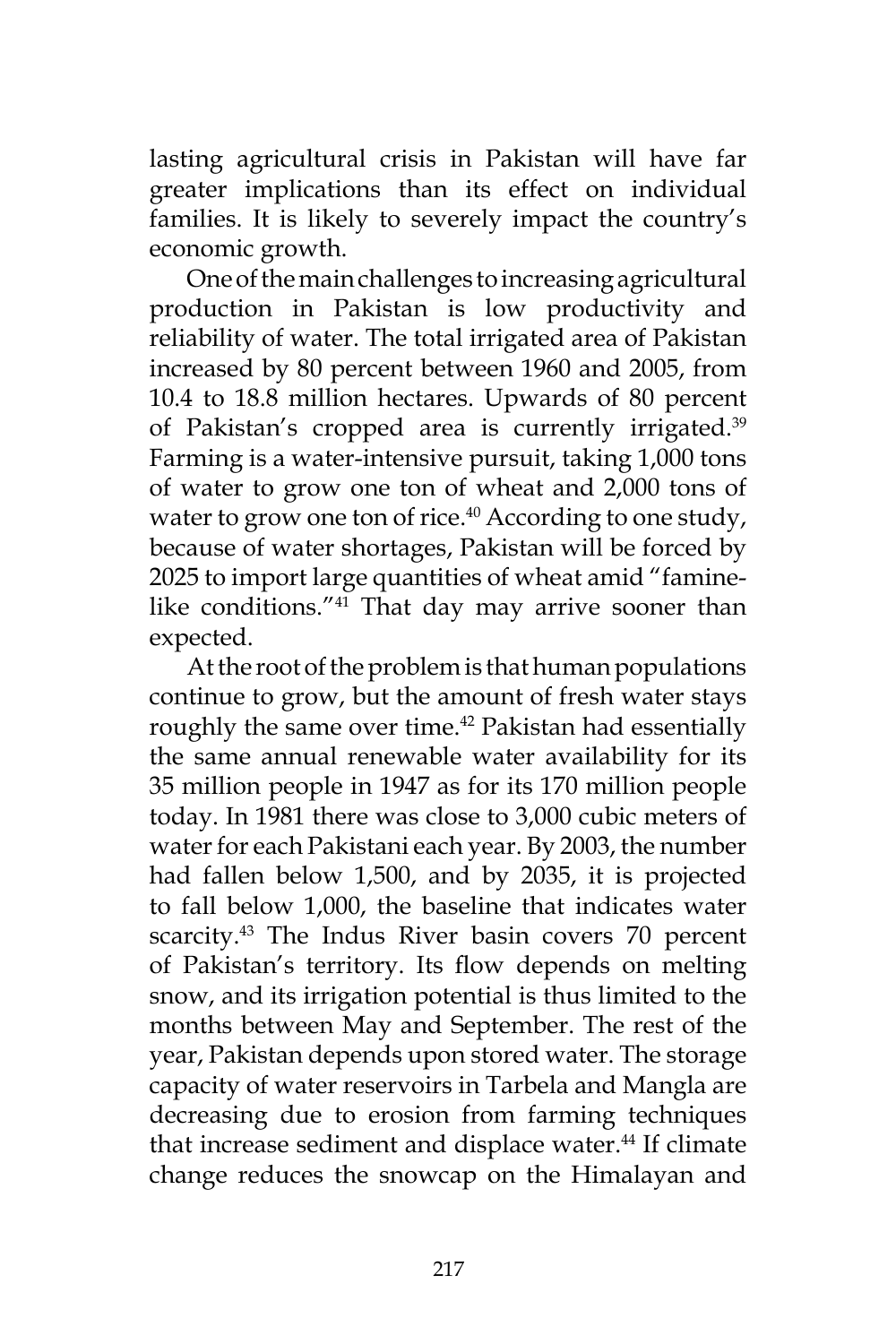lasting agricultural crisis in Pakistan will have far greater implications than its effect on individual families. It is likely to severely impact the country's economic growth.

One of the main challenges to increasing agricultural production in Pakistan is low productivity and reliability of water. The total irrigated area of Pakistan increased by 80 percent between 1960 and 2005, from 10.4 to 18.8 million hectares. Upwards of 80 percent of Pakistan's cropped area is currently irrigated.[39] Farming is a water-intensive pursuit, taking 1,000 tons of water to grow one ton of wheat and 2,000 tons of water to grow one ton of rice.[40] According to one study, because of water shortages, Pakistan will be forced by 2025 to import large quantities of wheat amid "famine-like conditions."[41] That day may arrive sooner than expected.

At the root of the problem is that human populations continue to grow, but the amount of fresh water stays roughly the same over time.[42] Pakistan had essentially the same annual renewable water availability for its 35 million people in 1947 as for its 170 million people today. In 1981 there was close to 3,000 cubic meters of water for each Pakistani each year. By 2003, the number had fallen below 1,500, and by 2035, it is projected to fall below 1,000, the baseline that indicates water scarcity.[43] The Indus River basin covers 70 percent of Pakistan's territory. Its flow depends on melting snow, and its irrigation potential is thus limited to the months between May and September. The rest of the year, Pakistan depends upon stored water. The storage capacity of water reservoirs in Tarbela and Mangla are decreasing due to erosion from farming techniques that increase sediment and displace water.[44] If climate change reduces the snowcap on the Himalayan and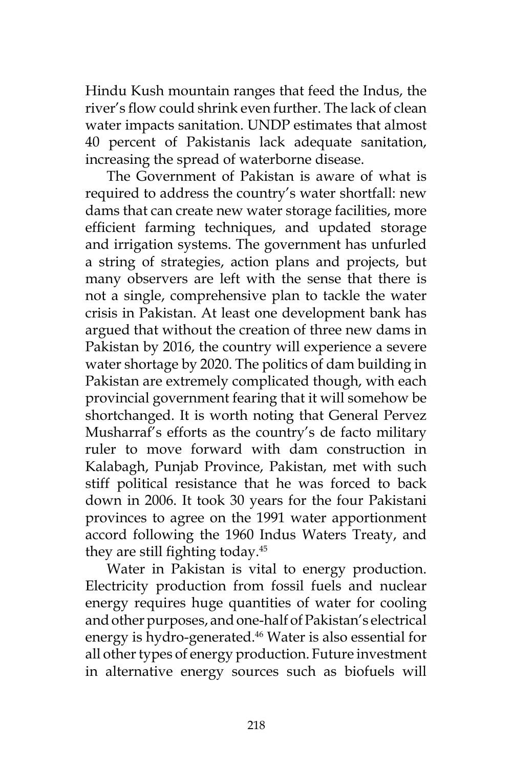Hindu Kush mountain ranges that feed the Indus, the river's flow could shrink even further. The lack of clean water impacts sanitation. UNDP estimates that almost 40 percent of Pakistanis lack adequate sanitation, increasing the spread of waterborne disease.

The Government of Pakistan is aware of what is required to address the country's water shortfall: new dams that can create new water storage facilities, more efficient farming techniques, and updated storage and irrigation systems. The government has unfurled a string of strategies, action plans and projects, but many observers are left with the sense that there is not a single, comprehensive plan to tackle the water crisis in Pakistan. At least one development bank has argued that without the creation of three new dams in Pakistan by 2016, the country will experience a severe water shortage by 2020. The politics of dam building in Pakistan are extremely complicated though, with each provincial government fearing that it will somehow be shortchanged. It is worth noting that General Pervez Musharraf's efforts as the country's de facto military ruler to move forward with dam construction in Kalabagh, Punjab Province, Pakistan, met with such stiff political resistance that he was forced to back down in 2006. It took 30 years for the four Pakistani provinces to agree on the 1991 water apportionment accord following the 1960 Indus Waters Treaty, and they are still fighting today.[45]

Water in Pakistan is vital to energy production. Electricity production from fossil fuels and nuclear energy requires huge quantities of water for cooling and other purposes, and one-half of Pakistan's electrical energy is hydro-generated.[46] Water is also essential for all other types of energy production. Future investment in alternative energy sources such as biofuels will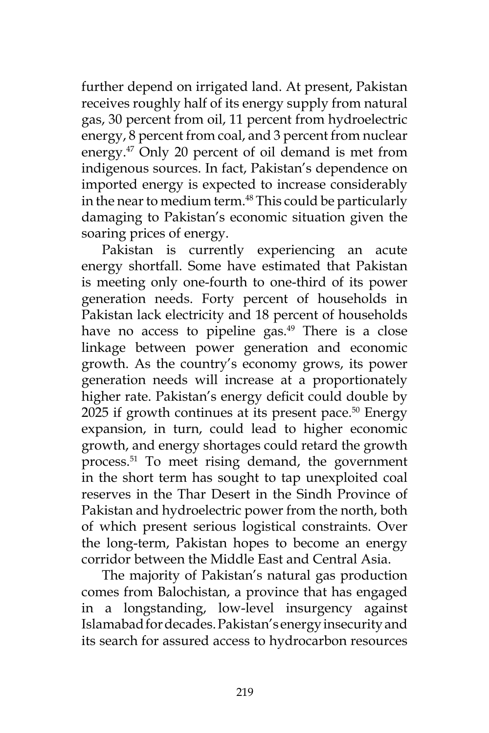further depend on irrigated land. At present, Pakistan receives roughly half of its energy supply from natural gas, 30 percent from oil, 11 percent from hydroelectric energy, 8 percent from coal, and 3 percent from nuclear energy.[47] Only 20 percent of oil demand is met from indigenous sources. In fact, Pakistan's dependence on imported energy is expected to increase considerably in the near to medium term.[48] This could be particularly damaging to Pakistan's economic situation given the soaring prices of energy.

Pakistan is currently experiencing an acute energy shortfall. Some have estimated that Pakistan is meeting only one-fourth to one-third of its power generation needs. Forty percent of households in Pakistan lack electricity and 18 percent of households have no access to pipeline gas.[49] There is a close linkage between power generation and economic growth. As the country's economy grows, its power generation needs will increase at a proportionately higher rate. Pakistan's energy deficit could double by 2025 if growth continues at its present pace.[50] Energy expansion, in turn, could lead to higher economic growth, and energy shortages could retard the growth process.[51] To meet rising demand, the government in the short term has sought to tap unexploited coal reserves in the Thar Desert in the Sindh Province of Pakistan and hydroelectric power from the north, both of which present serious logistical constraints. Over the long-term, Pakistan hopes to become an energy corridor between the Middle East and Central Asia.

The majority of Pakistan's natural gas production comes from Balochistan, a province that has engaged in a longstanding, low-level insurgency against Islamabad for decades. Pakistan's energy insecurity and its search for assured access to hydrocarbon resources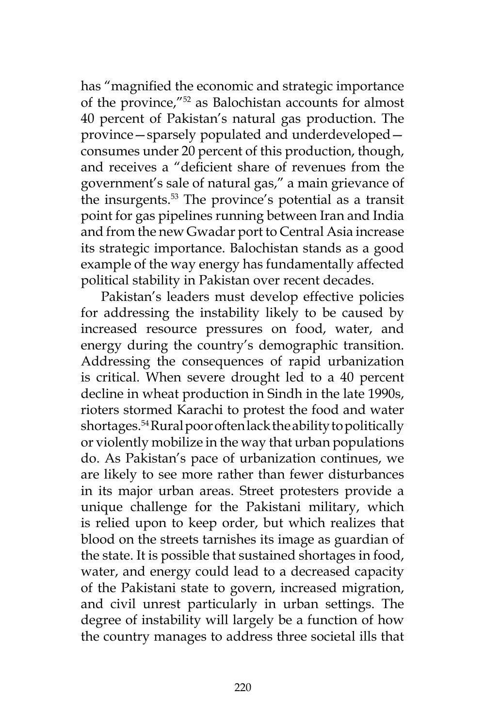has “magnified the economic and strategic importance of the province,”[52] as Balochistan accounts for almost 40 percent of Pakistan’s natural gas production. The province—sparsely populated and underdeveloped—consumes under 20 percent of this production, though, and receives a “deficient share of revenues from the government’s sale of natural gas,” a main grievance of the insurgents.[53] The province’s potential as a transit point for gas pipelines running between Iran and India and from the new Gwadar port to Central Asia increase its strategic importance. Balochistan stands as a good example of the way energy has fundamentally affected political stability in Pakistan over recent decades.

Pakistan’s leaders must develop effective policies for addressing the instability likely to be caused by increased resource pressures on food, water, and energy during the country’s demographic transition. Addressing the consequences of rapid urbanization is critical. When severe drought led to a 40 percent decline in wheat production in Sindh in the late 1990s, rioters stormed Karachi to protest the food and water shortages.[54] Rural poor often lack the ability to politically or violently mobilize in the way that urban populations do. As Pakistan’s pace of urbanization continues, we are likely to see more rather than fewer disturbances in its major urban areas. Street protesters provide a unique challenge for the Pakistani military, which is relied upon to keep order, but which realizes that blood on the streets tarnishes its image as guardian of the state. It is possible that sustained shortages in food, water, and energy could lead to a decreased capacity of the Pakistani state to govern, increased migration, and civil unrest particularly in urban settings. The degree of instability will largely be a function of how the country manages to address three societal ills that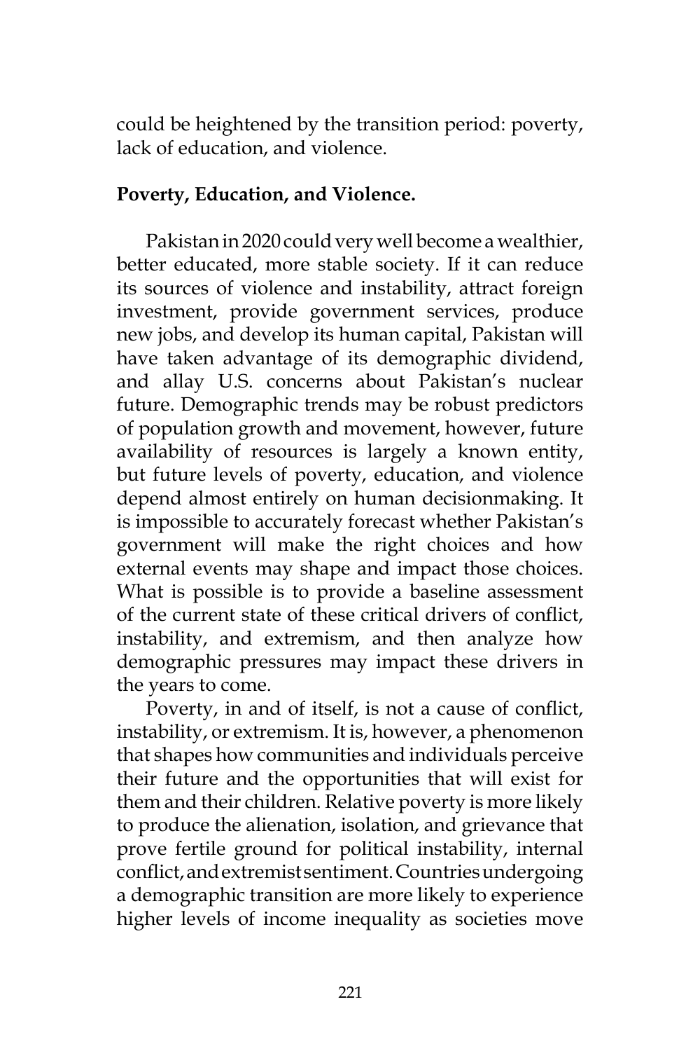could be heightened by the transition period: poverty, lack of education, and violence.

**Poverty, Education, and Violence.**

Pakistan in 2020 could very well become a wealthier, better educated, more stable society. If it can reduce its sources of violence and instability, attract foreign investment, provide government services, produce new jobs, and develop its human capital, Pakistan will have taken advantage of its demographic dividend, and allay U.S. concerns about Pakistan's nuclear future. Demographic trends may be robust predictors of population growth and movement, however, future availability of resources is largely a known entity, but future levels of poverty, education, and violence depend almost entirely on human decisionmaking. It is impossible to accurately forecast whether Pakistan's government will make the right choices and how external events may shape and impact those choices. What is possible is to provide a baseline assessment of the current state of these critical drivers of conflict, instability, and extremism, and then analyze how demographic pressures may impact these drivers in the years to come.

Poverty, in and of itself, is not a cause of conflict, instability, or extremism. It is, however, a phenomenon that shapes how communities and individuals perceive their future and the opportunities that will exist for them and their children. Relative poverty is more likely to produce the alienation, isolation, and grievance that prove fertile ground for political instability, internal conflict, and extremist sentiment. Countries undergoing a demographic transition are more likely to experience higher levels of income inequality as societies move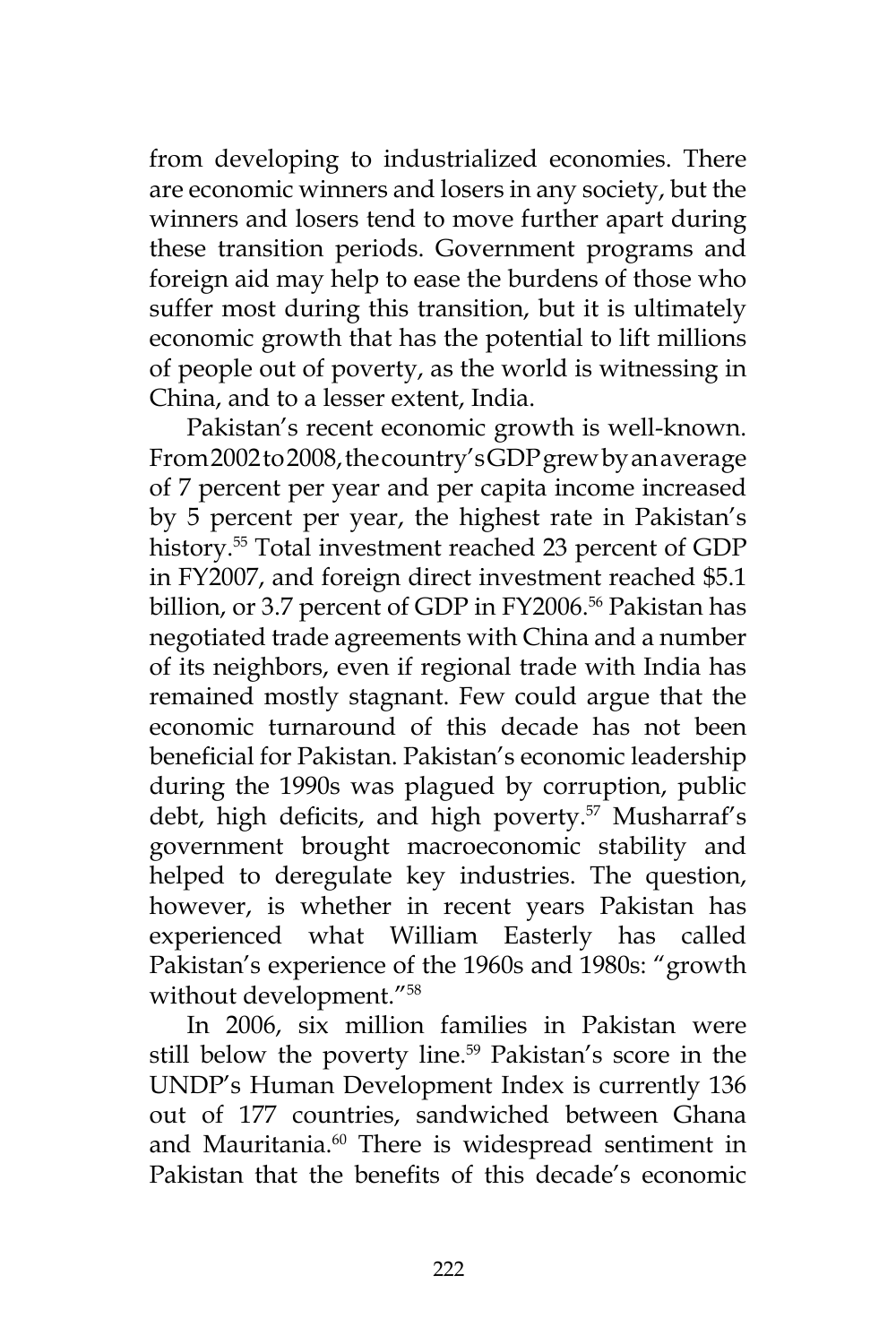from developing to industrialized economies. There are economic winners and losers in any society, but the winners and losers tend to move further apart during these transition periods. Government programs and foreign aid may help to ease the burdens of those who suffer most during this transition, but it is ultimately economic growth that has the potential to lift millions of people out of poverty, as the world is witnessing in China, and to a lesser extent, India.

Pakistan's recent economic growth is well-known. From 2002 to 2008, the country's GDP grew by an average of 7 percent per year and per capita income increased by 5 percent per year, the highest rate in Pakistan's history.[55] Total investment reached 23 percent of GDP in FY2007, and foreign direct investment reached $5.1 billion, or 3.7 percent of GDP in FY2006.[56] Pakistan has negotiated trade agreements with China and a number of its neighbors, even if regional trade with India has remained mostly stagnant. Few could argue that the economic turnaround of this decade has not been beneficial for Pakistan. Pakistan's economic leadership during the 1990s was plagued by corruption, public debt, high deficits, and high poverty.[57] Musharraf's government brought macroeconomic stability and helped to deregulate key industries. The question, however, is whether in recent years Pakistan has experienced what William Easterly has called Pakistan's experience of the 1960s and 1980s: "growth without development."[58]

In 2006, six million families in Pakistan were still below the poverty line.[59] Pakistan's score in the UNDP's Human Development Index is currently 136 out of 177 countries, sandwiched between Ghana and Mauritania.[60] There is widespread sentiment in Pakistan that the benefits of this decade's economic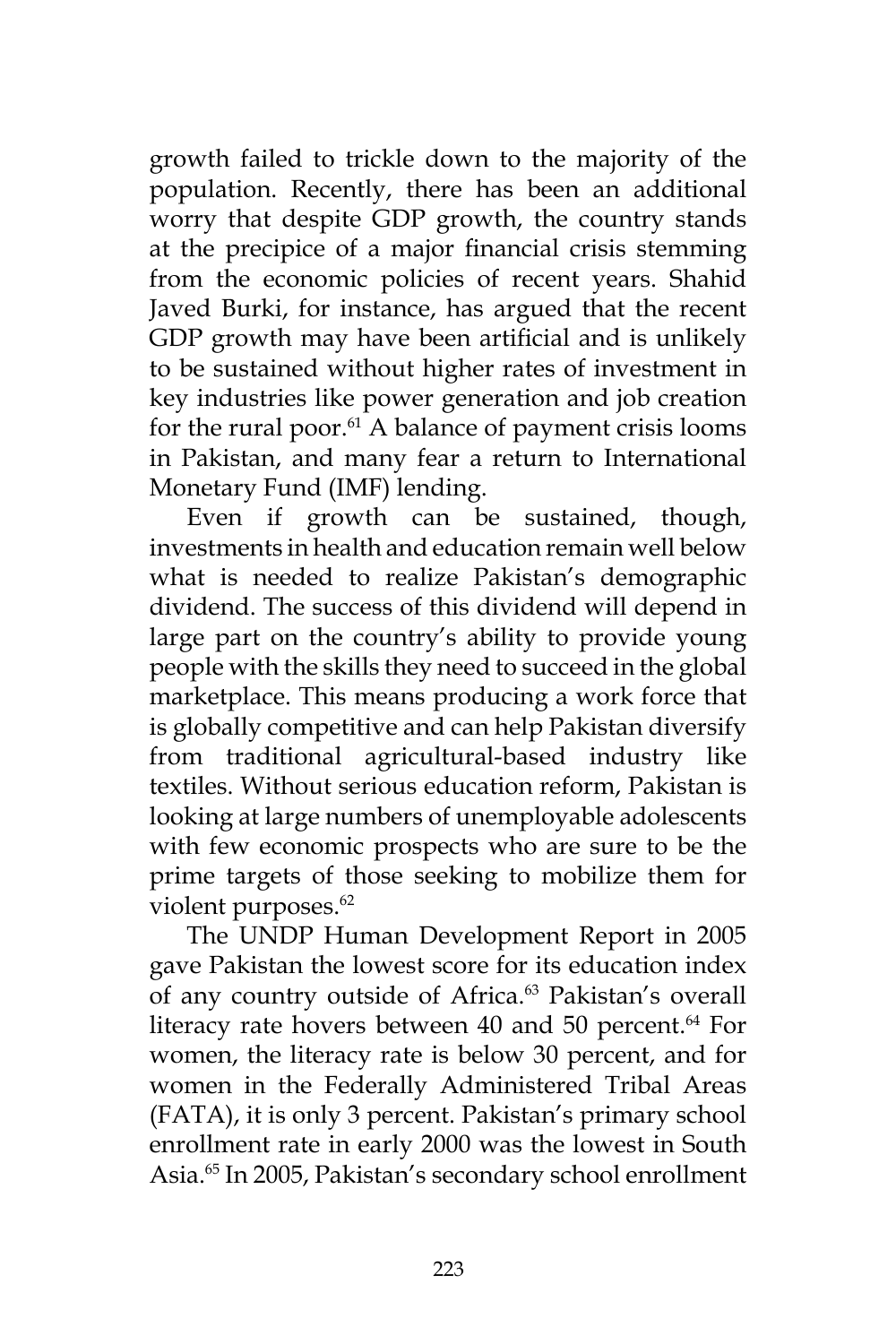growth failed to trickle down to the majority of the population. Recently, there has been an additional worry that despite GDP growth, the country stands at the precipice of a major financial crisis stemming from the economic policies of recent years. Shahid Javed Burki, for instance, has argued that the recent GDP growth may have been artificial and is unlikely to be sustained without higher rates of investment in key industries like power generation and job creation for the rural poor.[61] A balance of payment crisis looms in Pakistan, and many fear a return to International Monetary Fund (IMF) lending.

Even if growth can be sustained, though, investments in health and education remain well below what is needed to realize Pakistan's demographic dividend. The success of this dividend will depend in large part on the country's ability to provide young people with the skills they need to succeed in the global marketplace. This means producing a work force that is globally competitive and can help Pakistan diversify from traditional agricultural-based industry like textiles. Without serious education reform, Pakistan is looking at large numbers of unemployable adolescents with few economic prospects who are sure to be the prime targets of those seeking to mobilize them for violent purposes.[62]

The UNDP Human Development Report in 2005 gave Pakistan the lowest score for its education index of any country outside of Africa.[63] Pakistan's overall literacy rate hovers between 40 and 50 percent.[64] For women, the literacy rate is below 30 percent, and for women in the Federally Administered Tribal Areas (FATA), it is only 3 percent. Pakistan's primary school enrollment rate in early 2000 was the lowest in South Asia.[65] In 2005, Pakistan's secondary school enrollment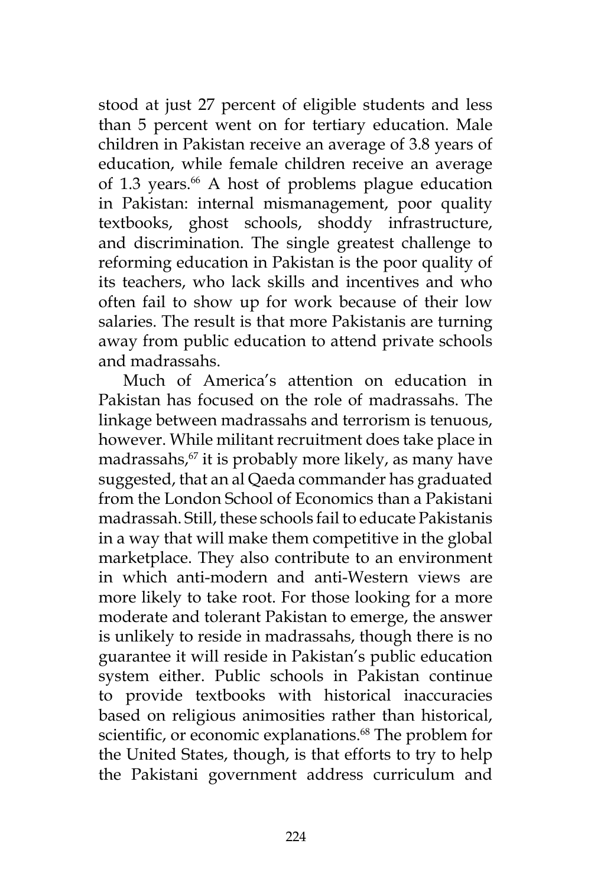stood at just 27 percent of eligible students and less than 5 percent went on for tertiary education. Male children in Pakistan receive an average of 3.8 years of education, while female children receive an average of 1.3 years.[66] A host of problems plague education in Pakistan: internal mismanagement, poor quality textbooks, ghost schools, shoddy infrastructure, and discrimination. The single greatest challenge to reforming education in Pakistan is the poor quality of its teachers, who lack skills and incentives and who often fail to show up for work because of their low salaries. The result is that more Pakistanis are turning away from public education to attend private schools and madrassahs.

Much of America's attention on education in Pakistan has focused on the role of madrassahs. The linkage between madrassahs and terrorism is tenuous, however. While militant recruitment does take place in madrassahs,[67] it is probably more likely, as many have suggested, that an al Qaeda commander has graduated from the London School of Economics than a Pakistani madrassah. Still, these schools fail to educate Pakistanis in a way that will make them competitive in the global marketplace. They also contribute to an environment in which anti-modern and anti-Western views are more likely to take root. For those looking for a more moderate and tolerant Pakistan to emerge, the answer is unlikely to reside in madrassahs, though there is no guarantee it will reside in Pakistan's public education system either. Public schools in Pakistan continue to provide textbooks with historical inaccuracies based on religious animosities rather than historical, scientific, or economic explanations.[68] The problem for the United States, though, is that efforts to try to help the Pakistani government address curriculum and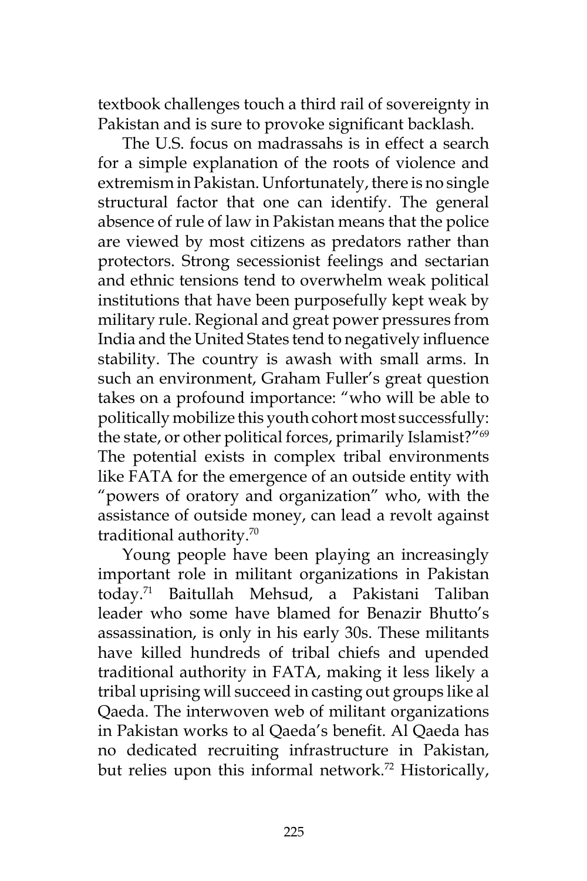textbook challenges touch a third rail of sovereignty in Pakistan and is sure to provoke significant backlash.

The U.S. focus on madrassahs is in effect a search for a simple explanation of the roots of violence and extremism in Pakistan. Unfortunately, there is no single structural factor that one can identify. The general absence of rule of law in Pakistan means that the police are viewed by most citizens as predators rather than protectors. Strong secessionist feelings and sectarian and ethnic tensions tend to overwhelm weak political institutions that have been purposefully kept weak by military rule. Regional and great power pressures from India and the United States tend to negatively influence stability. The country is awash with small arms. In such an environment, Graham Fuller's great question takes on a profound importance: "who will be able to politically mobilize this youth cohort most successfully: the state, or other political forces, primarily Islamist?"[69] The potential exists in complex tribal environments like FATA for the emergence of an outside entity with "powers of oratory and organization" who, with the assistance of outside money, can lead a revolt against traditional authority.[70]

Young people have been playing an increasingly important role in militant organizations in Pakistan today.[71] Baitullah Mehsud, a Pakistani Taliban leader who some have blamed for Benazir Bhutto's assassination, is only in his early 30s. These militants have killed hundreds of tribal chiefs and upended traditional authority in FATA, making it less likely a tribal uprising will succeed in casting out groups like al Qaeda. The interwoven web of militant organizations in Pakistan works to al Qaeda's benefit. Al Qaeda has no dedicated recruiting infrastructure in Pakistan, but relies upon this informal network.[72] Historically,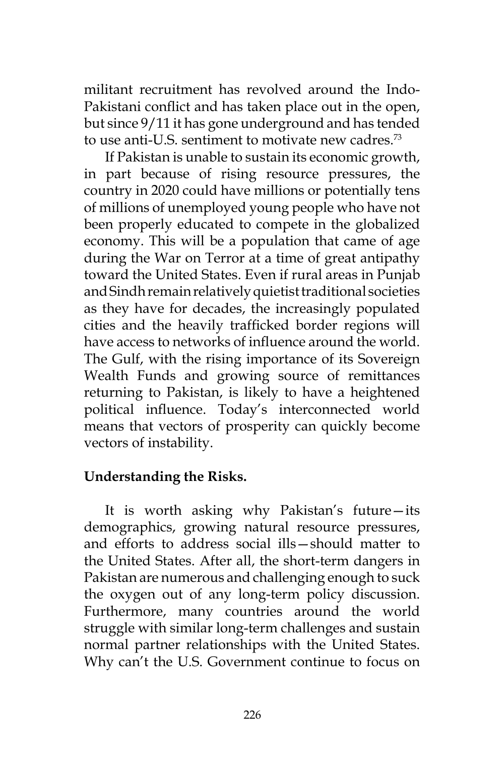militant recruitment has revolved around the Indo-Pakistani conflict and has taken place out in the open, but since 9/11 it has gone underground and has tended to use anti-U.S. sentiment to motivate new cadres.[73]

If Pakistan is unable to sustain its economic growth, in part because of rising resource pressures, the country in 2020 could have millions or potentially tens of millions of unemployed young people who have not been properly educated to compete in the globalized economy. This will be a population that came of age during the War on Terror at a time of great antipathy toward the United States. Even if rural areas in Punjab and Sindh remain relatively quietist traditional societies as they have for decades, the increasingly populated cities and the heavily trafficked border regions will have access to networks of influence around the world. The Gulf, with the rising importance of its Sovereign Wealth Funds and growing source of remittances returning to Pakistan, is likely to have a heightened political influence. Today's interconnected world means that vectors of prosperity can quickly become vectors of instability.

**Understanding the Risks.**

It is worth asking why Pakistan's future—its demographics, growing natural resource pressures, and efforts to address social ills—should matter to the United States. After all, the short-term dangers in Pakistan are numerous and challenging enough to suck the oxygen out of any long-term policy discussion. Furthermore, many countries around the world struggle with similar long-term challenges and sustain normal partner relationships with the United States. Why can't the U.S. Government continue to focus on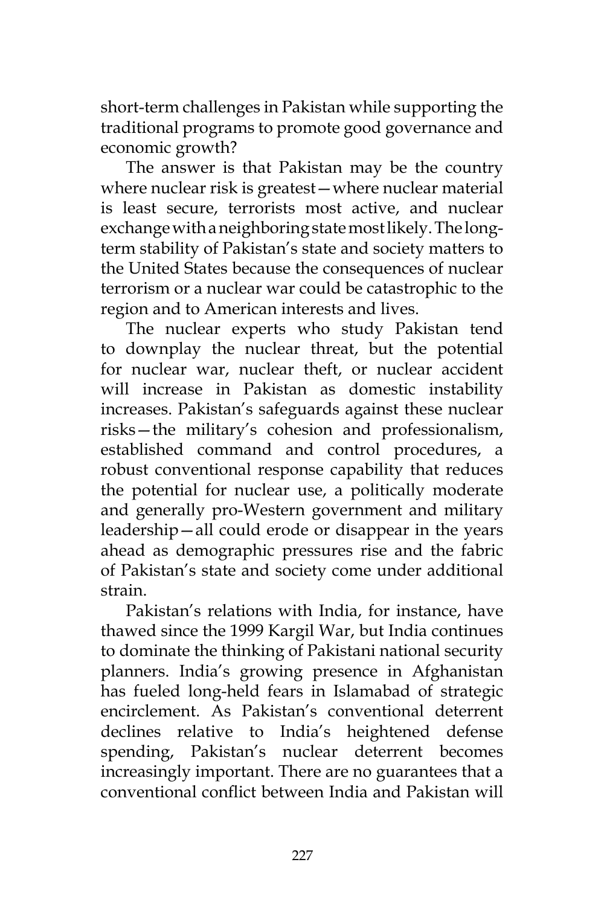short-term challenges in Pakistan while supporting the traditional programs to promote good governance and economic growth?

The answer is that Pakistan may be the country where nuclear risk is greatest—where nuclear material is least secure, terrorists most active, and nuclear exchange with a neighboring state most likely. The long-term stability of Pakistan's state and society matters to the United States because the consequences of nuclear terrorism or a nuclear war could be catastrophic to the region and to American interests and lives.

The nuclear experts who study Pakistan tend to downplay the nuclear threat, but the potential for nuclear war, nuclear theft, or nuclear accident will increase in Pakistan as domestic instability increases. Pakistan's safeguards against these nuclear risks—the military's cohesion and professionalism, established command and control procedures, a robust conventional response capability that reduces the potential for nuclear use, a politically moderate and generally pro-Western government and military leadership—all could erode or disappear in the years ahead as demographic pressures rise and the fabric of Pakistan's state and society come under additional strain.

Pakistan's relations with India, for instance, have thawed since the 1999 Kargil War, but India continues to dominate the thinking of Pakistani national security planners. India's growing presence in Afghanistan has fueled long-held fears in Islamabad of strategic encirclement. As Pakistan's conventional deterrent declines relative to India's heightened defense spending, Pakistan's nuclear deterrent becomes increasingly important. There are no guarantees that a conventional conflict between India and Pakistan will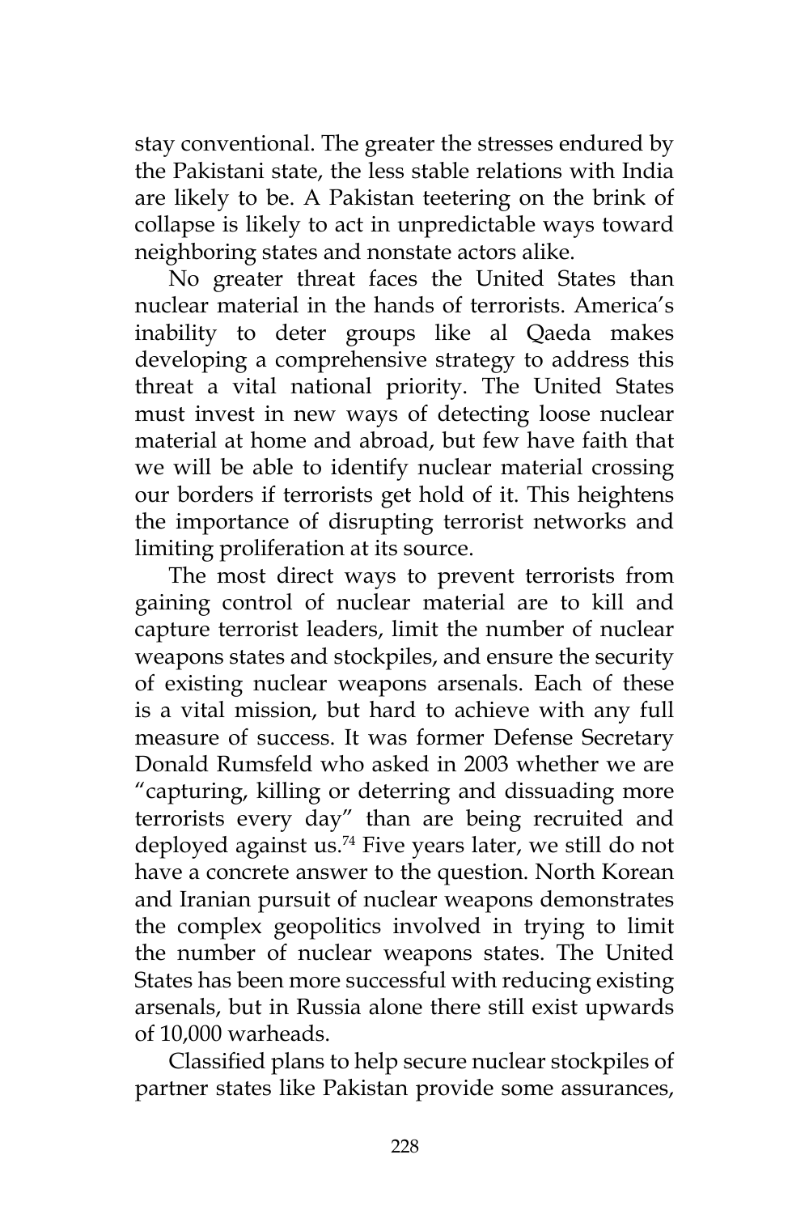stay conventional. The greater the stresses endured by the Pakistani state, the less stable relations with India are likely to be. A Pakistan teetering on the brink of collapse is likely to act in unpredictable ways toward neighboring states and nonstate actors alike.

No greater threat faces the United States than nuclear material in the hands of terrorists. America's inability to deter groups like al Qaeda makes developing a comprehensive strategy to address this threat a vital national priority. The United States must invest in new ways of detecting loose nuclear material at home and abroad, but few have faith that we will be able to identify nuclear material crossing our borders if terrorists get hold of it. This heightens the importance of disrupting terrorist networks and limiting proliferation at its source.

The most direct ways to prevent terrorists from gaining control of nuclear material are to kill and capture terrorist leaders, limit the number of nuclear weapons states and stockpiles, and ensure the security of existing nuclear weapons arsenals. Each of these is a vital mission, but hard to achieve with any full measure of success. It was former Defense Secretary Donald Rumsfeld who asked in 2003 whether we are "capturing, killing or deterring and dissuading more terrorists every day" than are being recruited and deployed against us.[74] Five years later, we still do not have a concrete answer to the question. North Korean and Iranian pursuit of nuclear weapons demonstrates the complex geopolitics involved in trying to limit the number of nuclear weapons states. The United States has been more successful with reducing existing arsenals, but in Russia alone there still exist upwards of 10,000 warheads.

Classified plans to help secure nuclear stockpiles of partner states like Pakistan provide some assurances,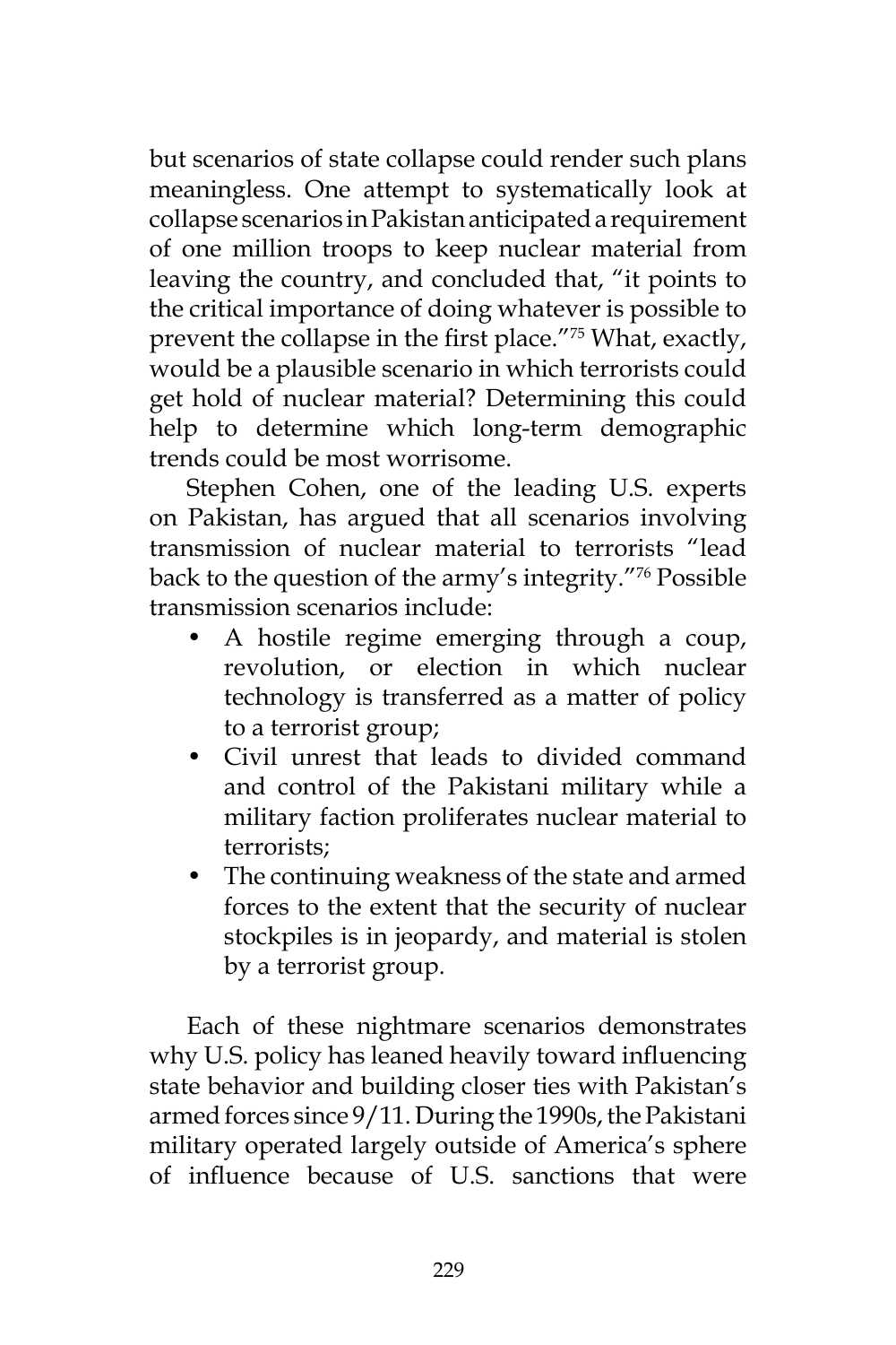but scenarios of state collapse could render such plans meaningless. One attempt to systematically look at collapse scenarios in Pakistan anticipated a requirement of one million troops to keep nuclear material from leaving the country, and concluded that, "it points to the critical importance of doing whatever is possible to prevent the collapse in the first place."[75] What, exactly, would be a plausible scenario in which terrorists could get hold of nuclear material? Determining this could help to determine which long-term demographic trends could be most worrisome.

Stephen Cohen, one of the leading U.S. experts on Pakistan, has argued that all scenarios involving transmission of nuclear material to terrorists "lead back to the question of the army's integrity."[76] Possible transmission scenarios include:

- A hostile regime emerging through a coup, revolution, or election in which nuclear technology is transferred as a matter of policy to a terrorist group;
- Civil unrest that leads to divided command and control of the Pakistani military while a military faction proliferates nuclear material to terrorists;
- The continuing weakness of the state and armed forces to the extent that the security of nuclear stockpiles is in jeopardy, and material is stolen by a terrorist group.

Each of these nightmare scenarios demonstrates why U.S. policy has leaned heavily toward influencing state behavior and building closer ties with Pakistan's armed forces since 9/11. During the 1990s, the Pakistani military operated largely outside of America's sphere of influence because of U.S. sanctions that were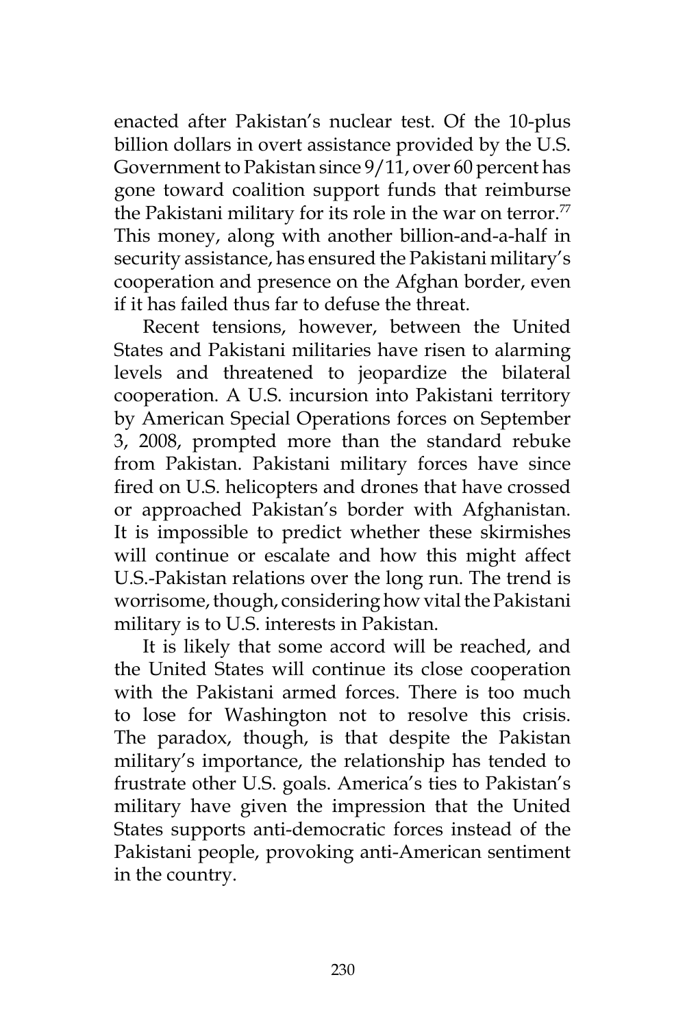enacted after Pakistan's nuclear test. Of the 10-plus billion dollars in overt assistance provided by the U.S. Government to Pakistan since 9/11, over 60 percent has gone toward coalition support funds that reimburse the Pakistani military for its role in the war on terror.[77] This money, along with another billion-and-a-half in security assistance, has ensured the Pakistani military's cooperation and presence on the Afghan border, even if it has failed thus far to defuse the threat.

Recent tensions, however, between the United States and Pakistani militaries have risen to alarming levels and threatened to jeopardize the bilateral cooperation. A U.S. incursion into Pakistani territory by American Special Operations forces on September 3, 2008, prompted more than the standard rebuke from Pakistan. Pakistani military forces have since fired on U.S. helicopters and drones that have crossed or approached Pakistan's border with Afghanistan. It is impossible to predict whether these skirmishes will continue or escalate and how this might affect U.S.-Pakistan relations over the long run. The trend is worrisome, though, considering how vital the Pakistani military is to U.S. interests in Pakistan.

It is likely that some accord will be reached, and the United States will continue its close cooperation with the Pakistani armed forces. There is too much to lose for Washington not to resolve this crisis. The paradox, though, is that despite the Pakistan military's importance, the relationship has tended to frustrate other U.S. goals. America's ties to Pakistan's military have given the impression that the United States supports anti-democratic forces instead of the Pakistani people, provoking anti-American sentiment in the country.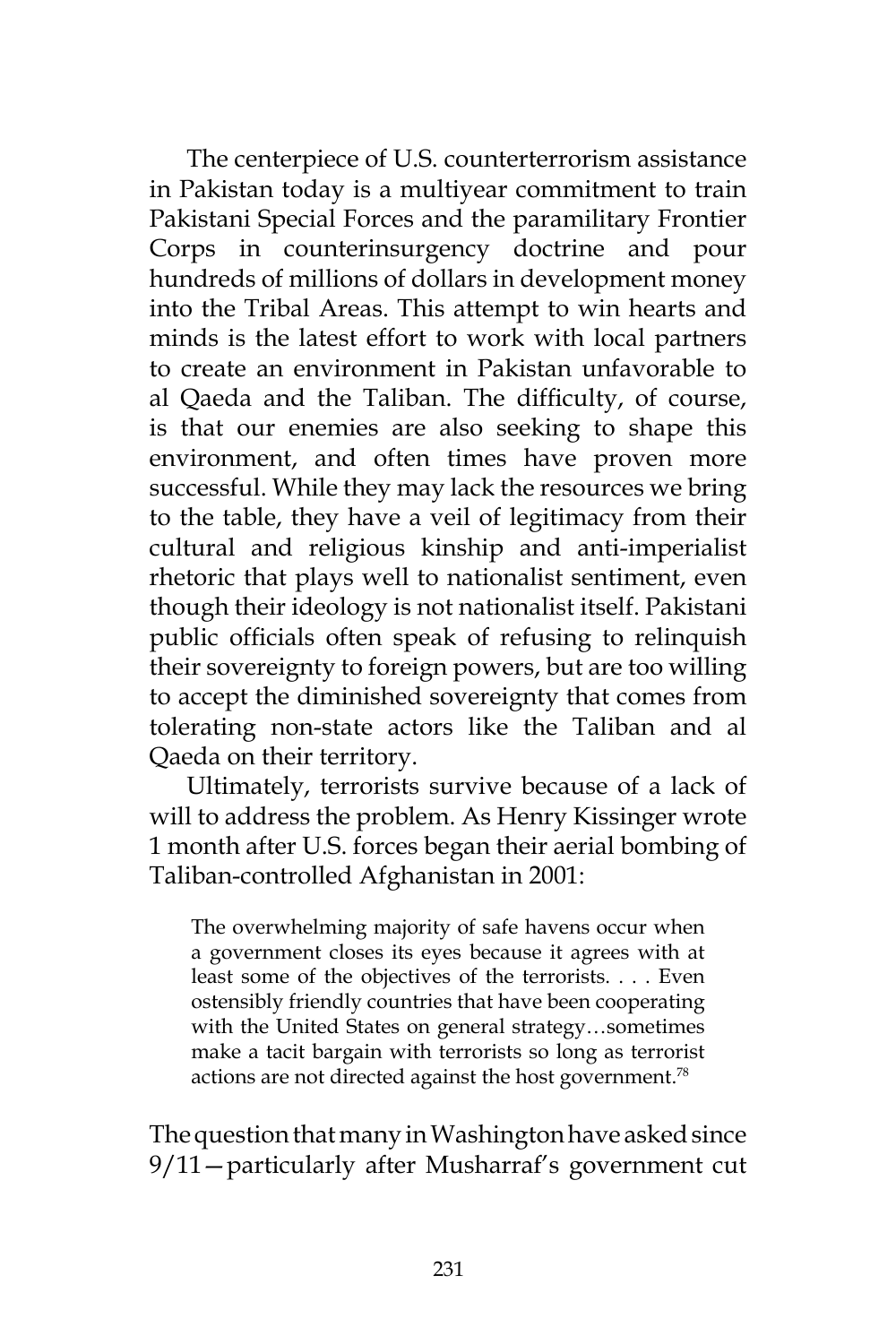The centerpiece of U.S. counterterrorism assistance in Pakistan today is a multiyear commitment to train Pakistani Special Forces and the paramilitary Frontier Corps in counterinsurgency doctrine and pour hundreds of millions of dollars in development money into the Tribal Areas. This attempt to win hearts and minds is the latest effort to work with local partners to create an environment in Pakistan unfavorable to al Qaeda and the Taliban. The difficulty, of course, is that our enemies are also seeking to shape this environment, and often times have proven more successful. While they may lack the resources we bring to the table, they have a veil of legitimacy from their cultural and religious kinship and anti-imperialist rhetoric that plays well to nationalist sentiment, even though their ideology is not nationalist itself. Pakistani public officials often speak of refusing to relinquish their sovereignty to foreign powers, but are too willing to accept the diminished sovereignty that comes from tolerating non-state actors like the Taliban and al Qaeda on their territory.

Ultimately, terrorists survive because of a lack of will to address the problem. As Henry Kissinger wrote 1 month after U.S. forces began their aerial bombing of Taliban-controlled Afghanistan in 2001:

> The overwhelming majority of safe havens occur when a government closes its eyes because it agrees with at least some of the objectives of the terrorists. . . . Even ostensibly friendly countries that have been cooperating with the United States on general strategy…sometimes make a tacit bargain with terrorists so long as terrorist actions are not directed against the host government.[78]

The question that many in Washington have asked since 9/11—particularly after Musharraf's government cut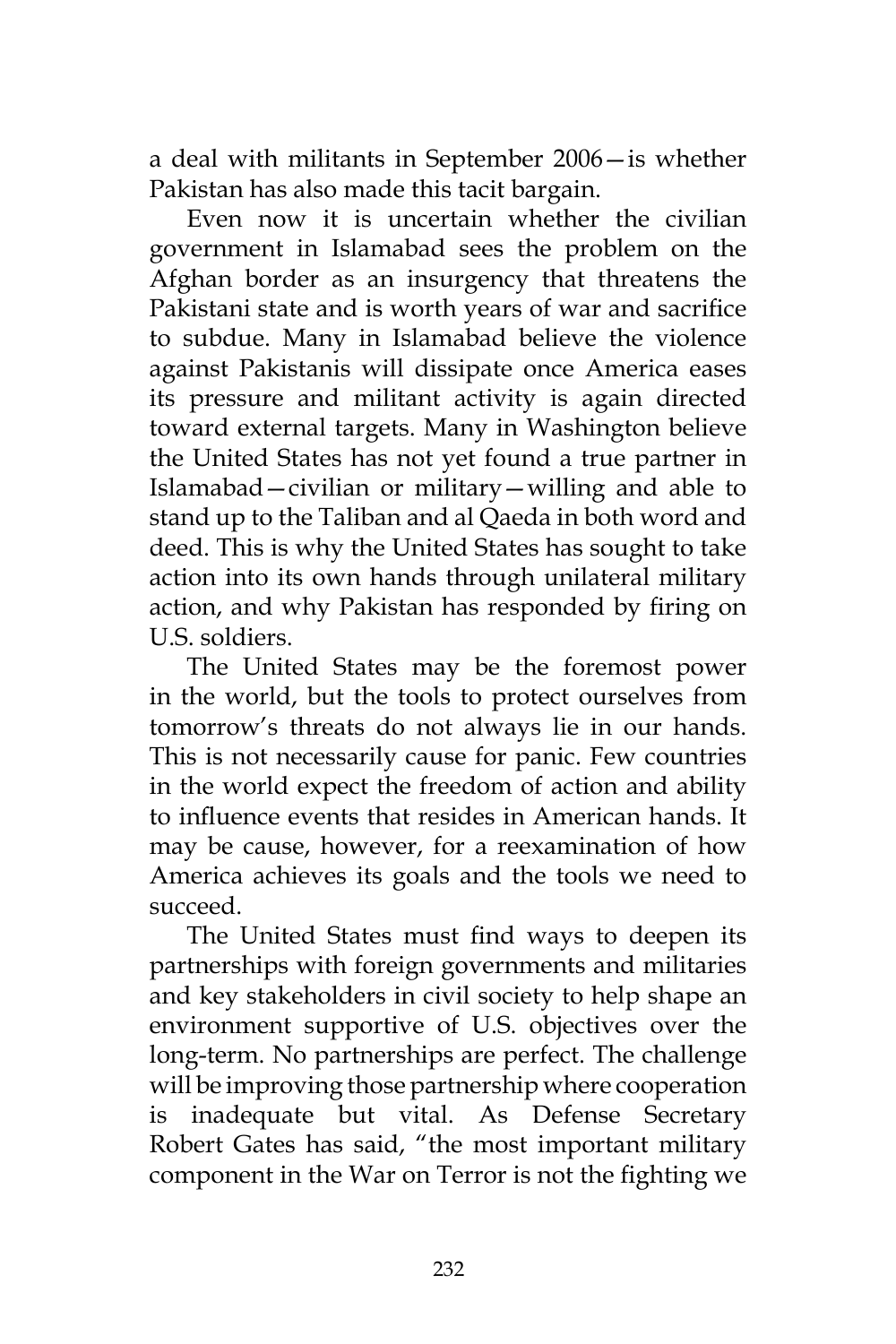a deal with militants in September 2006—is whether Pakistan has also made this tacit bargain.

Even now it is uncertain whether the civilian government in Islamabad sees the problem on the Afghan border as an insurgency that threatens the Pakistani state and is worth years of war and sacrifice to subdue. Many in Islamabad believe the violence against Pakistanis will dissipate once America eases its pressure and militant activity is again directed toward external targets. Many in Washington believe the United States has not yet found a true partner in Islamabad—civilian or military—willing and able to stand up to the Taliban and al Qaeda in both word and deed. This is why the United States has sought to take action into its own hands through unilateral military action, and why Pakistan has responded by firing on U.S. soldiers.

The United States may be the foremost power in the world, but the tools to protect ourselves from tomorrow's threats do not always lie in our hands. This is not necessarily cause for panic. Few countries in the world expect the freedom of action and ability to influence events that resides in American hands. It may be cause, however, for a reexamination of how America achieves its goals and the tools we need to succeed.

The United States must find ways to deepen its partnerships with foreign governments and militaries and key stakeholders in civil society to help shape an environment supportive of U.S. objectives over the long-term. No partnerships are perfect. The challenge will be improving those partnership where cooperation is inadequate but vital. As Defense Secretary Robert Gates has said, "the most important military component in the War on Terror is not the fighting we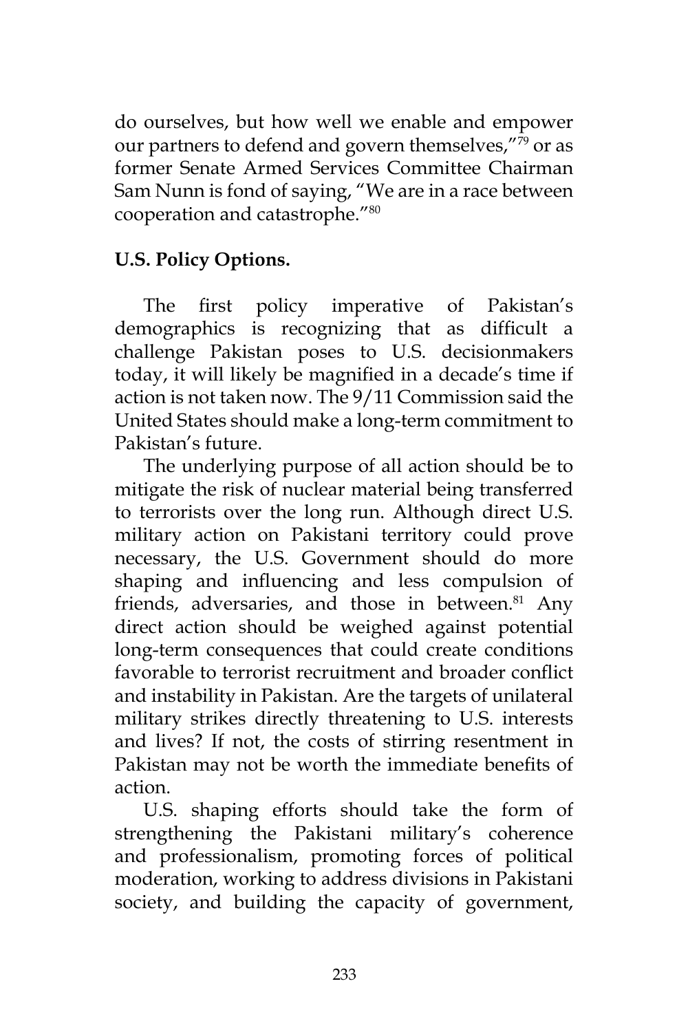do ourselves, but how well we enable and empower our partners to defend and govern themselves,"[79] or as former Senate Armed Services Committee Chairman Sam Nunn is fond of saying, "We are in a race between cooperation and catastrophe."[80]

**U.S. Policy Options.**

The first policy imperative of Pakistan's demographics is recognizing that as difficult a challenge Pakistan poses to U.S. decisionmakers today, it will likely be magnified in a decade's time if action is not taken now. The 9/11 Commission said the United States should make a long-term commitment to Pakistan's future.

The underlying purpose of all action should be to mitigate the risk of nuclear material being transferred to terrorists over the long run. Although direct U.S. military action on Pakistani territory could prove necessary, the U.S. Government should do more shaping and influencing and less compulsion of friends, adversaries, and those in between.[81] Any direct action should be weighed against potential long-term consequences that could create conditions favorable to terrorist recruitment and broader conflict and instability in Pakistan. Are the targets of unilateral military strikes directly threatening to U.S. interests and lives? If not, the costs of stirring resentment in Pakistan may not be worth the immediate benefits of action.

U.S. shaping efforts should take the form of strengthening the Pakistani military's coherence and professionalism, promoting forces of political moderation, working to address divisions in Pakistani society, and building the capacity of government,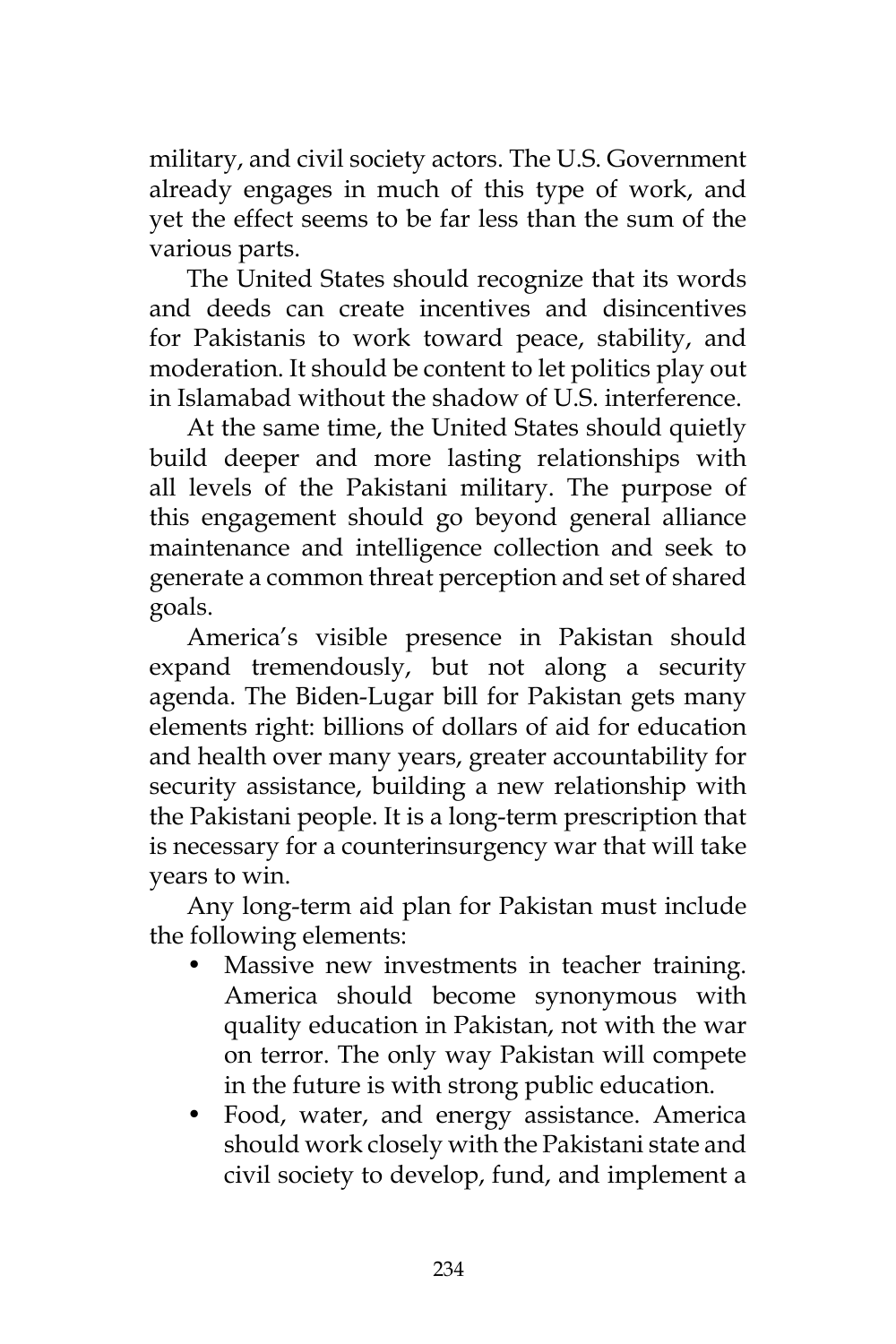military, and civil society actors. The U.S. Government already engages in much of this type of work, and yet the effect seems to be far less than the sum of the various parts.

The United States should recognize that its words and deeds can create incentives and disincentives for Pakistanis to work toward peace, stability, and moderation. It should be content to let politics play out in Islamabad without the shadow of U.S. interference.

At the same time, the United States should quietly build deeper and more lasting relationships with all levels of the Pakistani military. The purpose of this engagement should go beyond general alliance maintenance and intelligence collection and seek to generate a common threat perception and set of shared goals.

America's visible presence in Pakistan should expand tremendously, but not along a security agenda. The Biden-Lugar bill for Pakistan gets many elements right: billions of dollars of aid for education and health over many years, greater accountability for security assistance, building a new relationship with the Pakistani people. It is a long-term prescription that is necessary for a counterinsurgency war that will take years to win.

Any long-term aid plan for Pakistan must include the following elements:

- Massive new investments in teacher training. America should become synonymous with quality education in Pakistan, not with the war on terror. The only way Pakistan will compete in the future is with strong public education.
- Food, water, and energy assistance. America should work closely with the Pakistani state and civil society to develop, fund, and implement a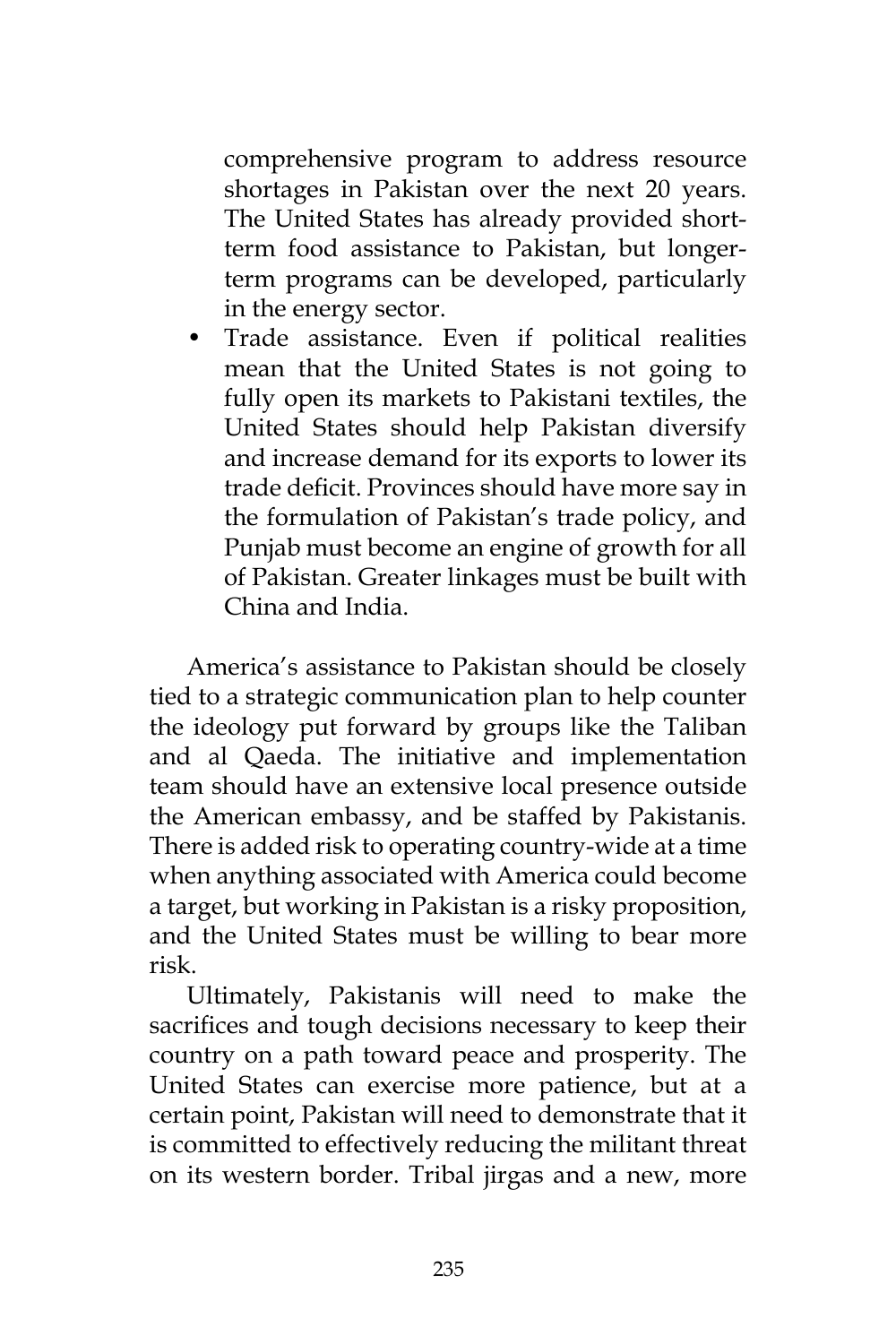comprehensive program to address resource shortages in Pakistan over the next 20 years. The United States has already provided short-term food assistance to Pakistan, but longer-term programs can be developed, particularly in the energy sector.

- Trade assistance. Even if political realities mean that the United States is not going to fully open its markets to Pakistani textiles, the United States should help Pakistan diversify and increase demand for its exports to lower its trade deficit. Provinces should have more say in the formulation of Pakistan's trade policy, and Punjab must become an engine of growth for all of Pakistan. Greater linkages must be built with China and India.

America's assistance to Pakistan should be closely tied to a strategic communication plan to help counter the ideology put forward by groups like the Taliban and al Qaeda. The initiative and implementation team should have an extensive local presence outside the American embassy, and be staffed by Pakistanis. There is added risk to operating country-wide at a time when anything associated with America could become a target, but working in Pakistan is a risky proposition, and the United States must be willing to bear more risk.

Ultimately, Pakistanis will need to make the sacrifices and tough decisions necessary to keep their country on a path toward peace and prosperity. The United States can exercise more patience, but at a certain point, Pakistan will need to demonstrate that it is committed to effectively reducing the militant threat on its western border. Tribal jirgas and a new, more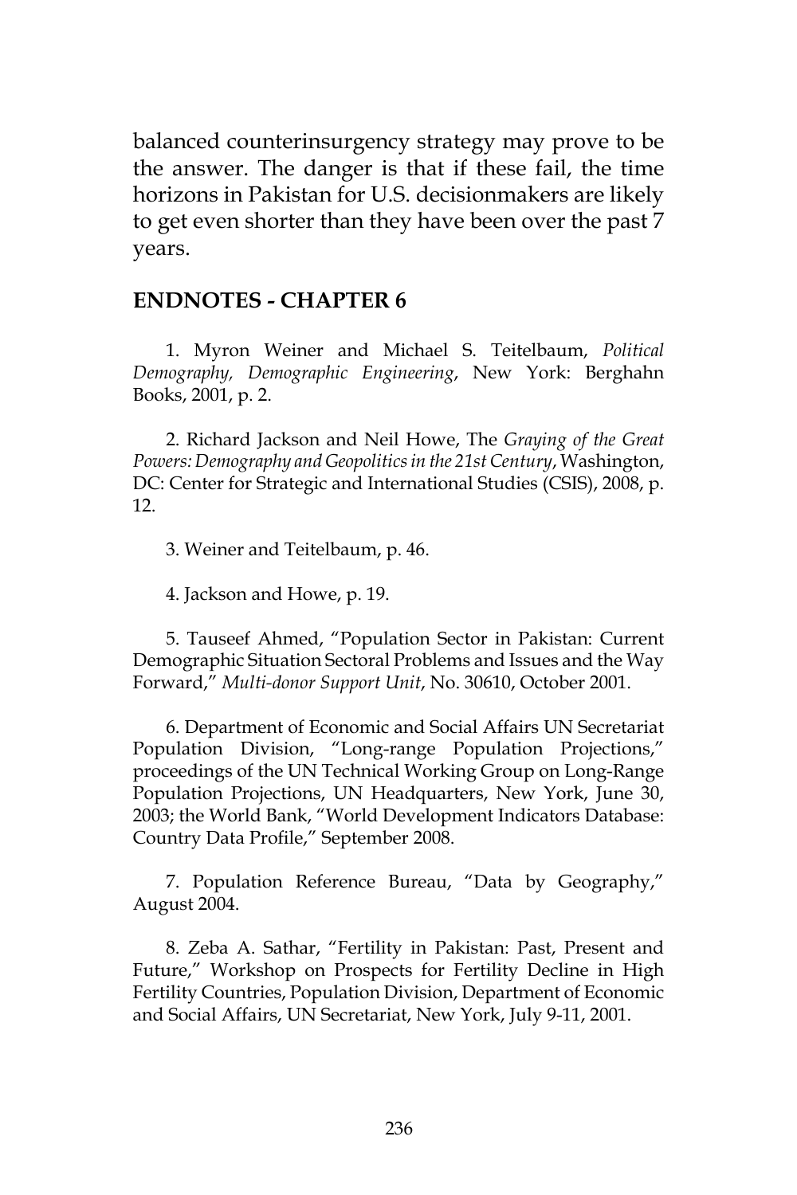balanced counterinsurgency strategy may prove to be the answer. The danger is that if these fail, the time horizons in Pakistan for U.S. decisionmakers are likely to get even shorter than they have been over the past 7 years.

## ENDNOTES - CHAPTER 6

1. Myron Weiner and Michael S. Teitelbaum, *Political Demography, Demographic Engineering*, New York: Berghahn Books, 2001, p. 2.

2. Richard Jackson and Neil Howe, The *Graying of the Great Powers: Demography and Geopolitics in the 21st Century*, Washington, DC: Center for Strategic and International Studies (CSIS), 2008, p. 12.

3. Weiner and Teitelbaum, p. 46.

4. Jackson and Howe, p. 19.

5. Tauseef Ahmed, "Population Sector in Pakistan: Current Demographic Situation Sectoral Problems and Issues and the Way Forward," *Multi-donor Support Unit*, No. 30610, October 2001.

6. Department of Economic and Social Affairs UN Secretariat Population Division, "Long-range Population Projections," proceedings of the UN Technical Working Group on Long-Range Population Projections, UN Headquarters, New York, June 30, 2003; the World Bank, "World Development Indicators Database: Country Data Profile," September 2008.

7. Population Reference Bureau, "Data by Geography," August 2004.

8. Zeba A. Sathar, "Fertility in Pakistan: Past, Present and Future," Workshop on Prospects for Fertility Decline in High Fertility Countries, Population Division, Department of Economic and Social Affairs, UN Secretariat, New York, July 9-11, 2001.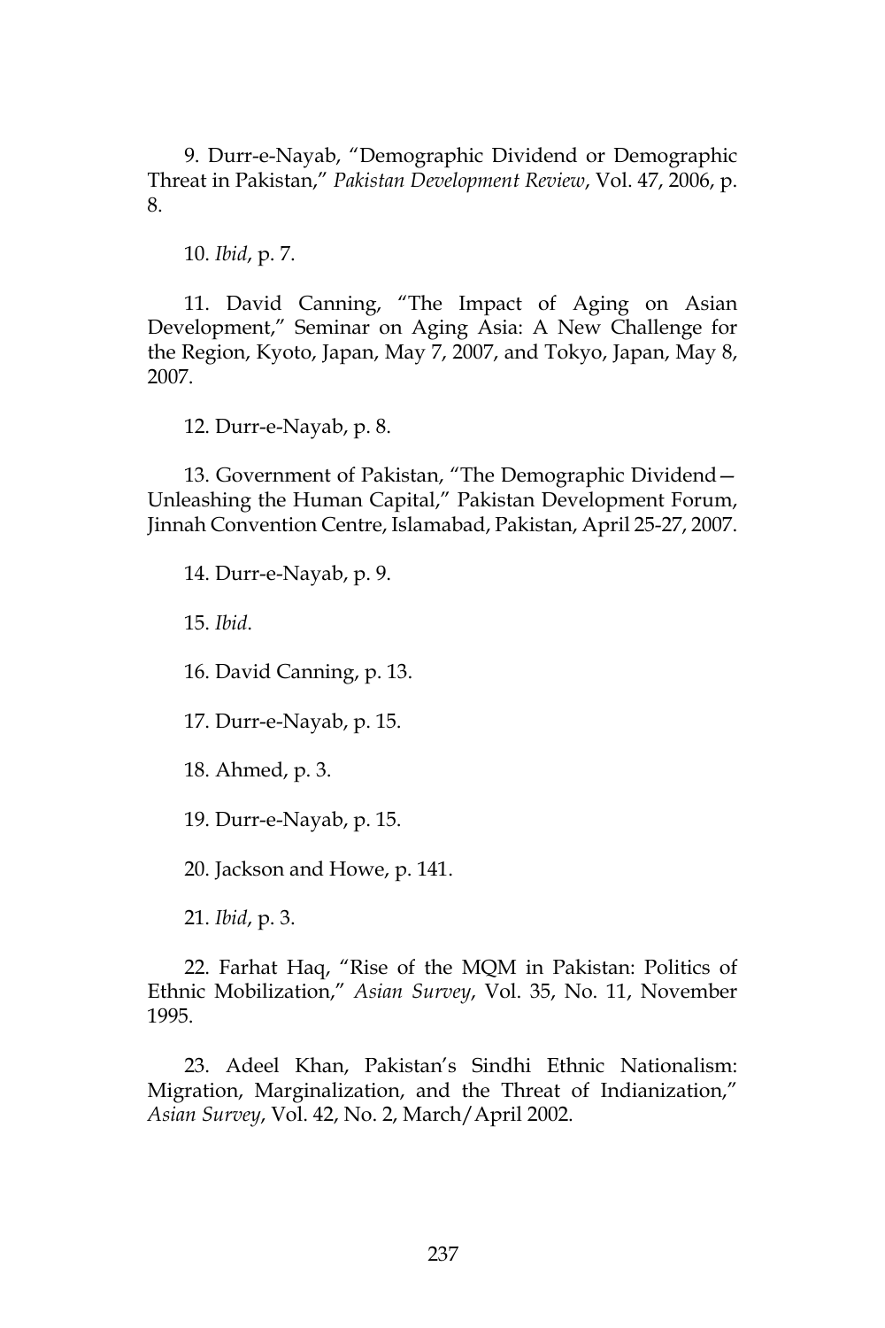9. Durr-e-Nayab, "Demographic Dividend or Demographic Threat in Pakistan," *Pakistan Development Review*, Vol. 47, 2006, p. 8.

10. *Ibid*, p. 7.

11. David Canning, "The Impact of Aging on Asian Development," Seminar on Aging Asia: A New Challenge for the Region, Kyoto, Japan, May 7, 2007, and Tokyo, Japan, May 8, 2007.

12. Durr-e-Nayab, p. 8.

13. Government of Pakistan, "The Demographic Dividend—Unleashing the Human Capital," Pakistan Development Forum, Jinnah Convention Centre, Islamabad, Pakistan, April 25-27, 2007.

14. Durr-e-Nayab, p. 9.

15. *Ibid*.

16. David Canning, p. 13.

17. Durr-e-Nayab, p. 15.

18. Ahmed, p. 3.

19. Durr-e-Nayab, p. 15.

20. Jackson and Howe, p. 141.

21. *Ibid*, p. 3.

22. Farhat Haq, "Rise of the MQM in Pakistan: Politics of Ethnic Mobilization," *Asian Survey*, Vol. 35, No. 11, November 1995.

23. Adeel Khan, Pakistan's Sindhi Ethnic Nationalism: Migration, Marginalization, and the Threat of Indianization," *Asian Survey*, Vol. 42, No. 2, March/April 2002.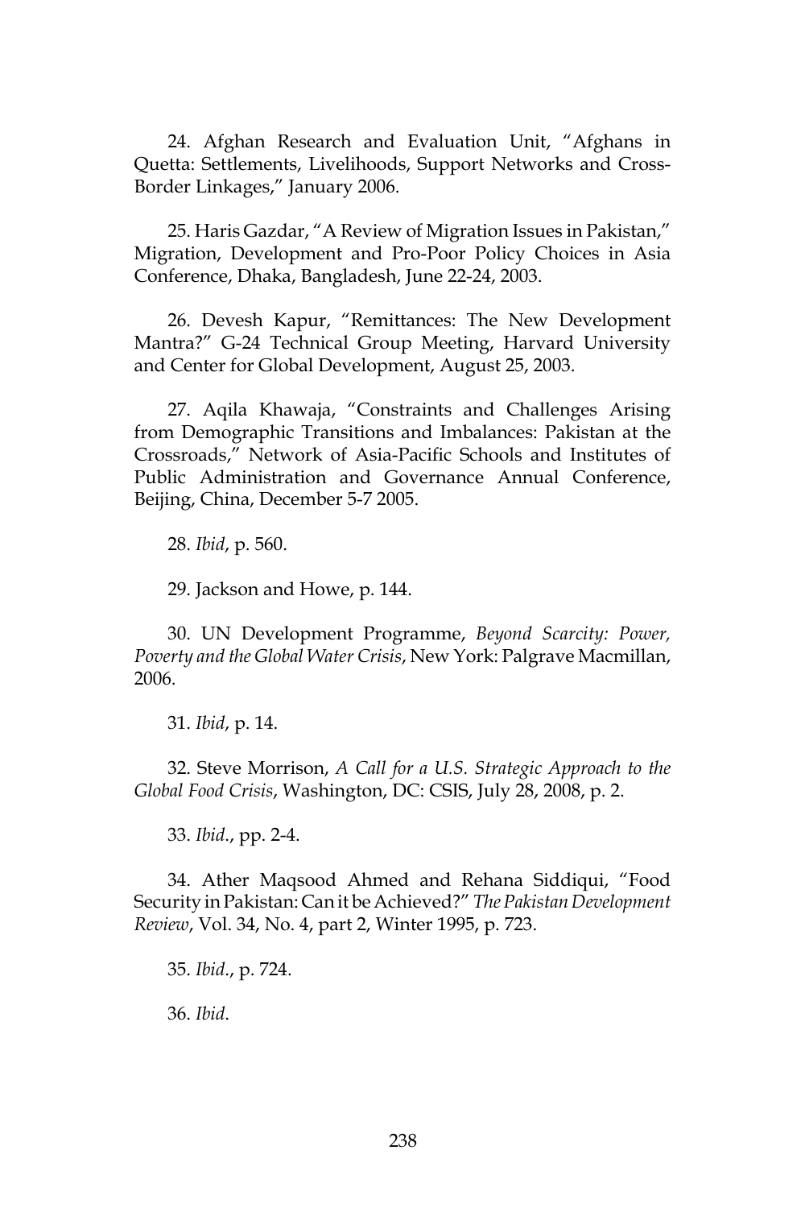24. Afghan Research and Evaluation Unit, "Afghans in Quetta: Settlements, Livelihoods, Support Networks and Cross-Border Linkages," January 2006.

25. Haris Gazdar, "A Review of Migration Issues in Pakistan," Migration, Development and Pro-Poor Policy Choices in Asia Conference, Dhaka, Bangladesh, June 22-24, 2003.

26. Devesh Kapur, "Remittances: The New Development Mantra?" G-24 Technical Group Meeting, Harvard University and Center for Global Development, August 25, 2003.

27. Aqila Khawaja, "Constraints and Challenges Arising from Demographic Transitions and Imbalances: Pakistan at the Crossroads," Network of Asia-Pacific Schools and Institutes of Public Administration and Governance Annual Conference, Beijing, China, December 5-7 2005.

28. *Ibid*, p. 560.

29. Jackson and Howe, p. 144.

30. UN Development Programme, *Beyond Scarcity: Power, Poverty and the Global Water Crisis*, New York: Palgrave Macmillan, 2006.

31. *Ibid*, p. 14.

32. Steve Morrison, *A Call for a U.S. Strategic Approach to the Global Food Crisis*, Washington, DC: CSIS, July 28, 2008, p. 2.

33. *Ibid*., pp. 2-4.

34. Ather Maqsood Ahmed and Rehana Siddiqui, "Food Security in Pakistan: Can it be Achieved?" *The Pakistan Development Review*, Vol. 34, No. 4, part 2, Winter 1995, p. 723.

35. *Ibid*., p. 724.

36. *Ibid*.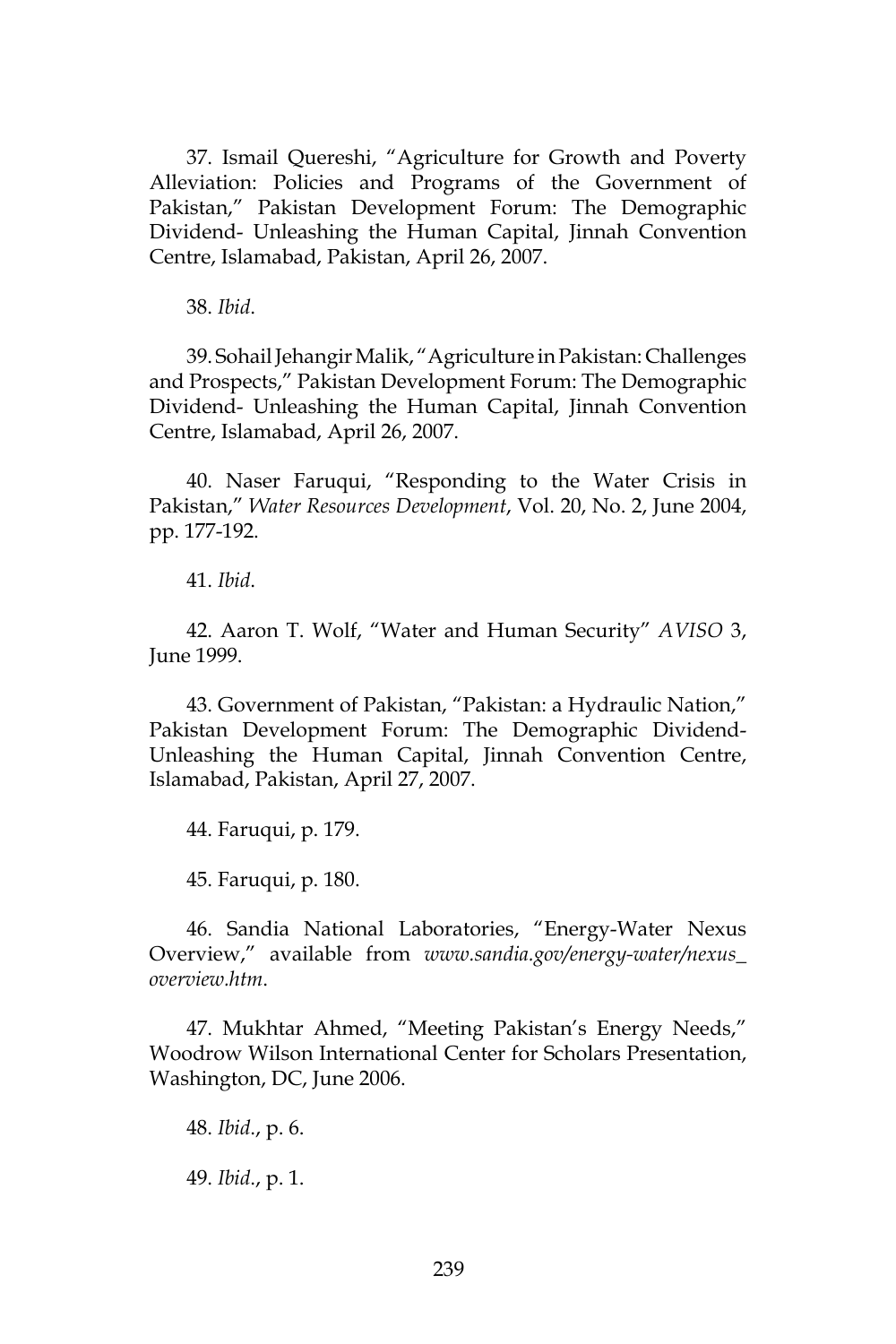37. Ismail Quereshi, "Agriculture for Growth and Poverty Alleviation: Policies and Programs of the Government of Pakistan," Pakistan Development Forum: The Demographic Dividend- Unleashing the Human Capital, Jinnah Convention Centre, Islamabad, Pakistan, April 26, 2007.

38. *Ibid*.

39. Sohail Jehangir Malik, "Agriculture in Pakistan: Challenges and Prospects," Pakistan Development Forum: The Demographic Dividend- Unleashing the Human Capital, Jinnah Convention Centre, Islamabad, April 26, 2007.

40. Naser Faruqui, "Responding to the Water Crisis in Pakistan," *Water Resources Development*, Vol. 20, No. 2, June 2004, pp. 177-192.

41. *Ibid*.

42. Aaron T. Wolf, "Water and Human Security" *AVISO* 3, June 1999.

43. Government of Pakistan, "Pakistan: a Hydraulic Nation," Pakistan Development Forum: The Demographic Dividend- Unleashing the Human Capital, Jinnah Convention Centre, Islamabad, Pakistan, April 27, 2007.

44. Faruqui, p. 179.

45. Faruqui, p. 180.

46. Sandia National Laboratories, "Energy-Water Nexus Overview," available from *www.sandia.gov/energy-water/nexus_overview.htm*.

47. Mukhtar Ahmed, "Meeting Pakistan's Energy Needs," Woodrow Wilson International Center for Scholars Presentation, Washington, DC, June 2006.

48. *Ibid*., p. 6.

49. *Ibid*., p. 1.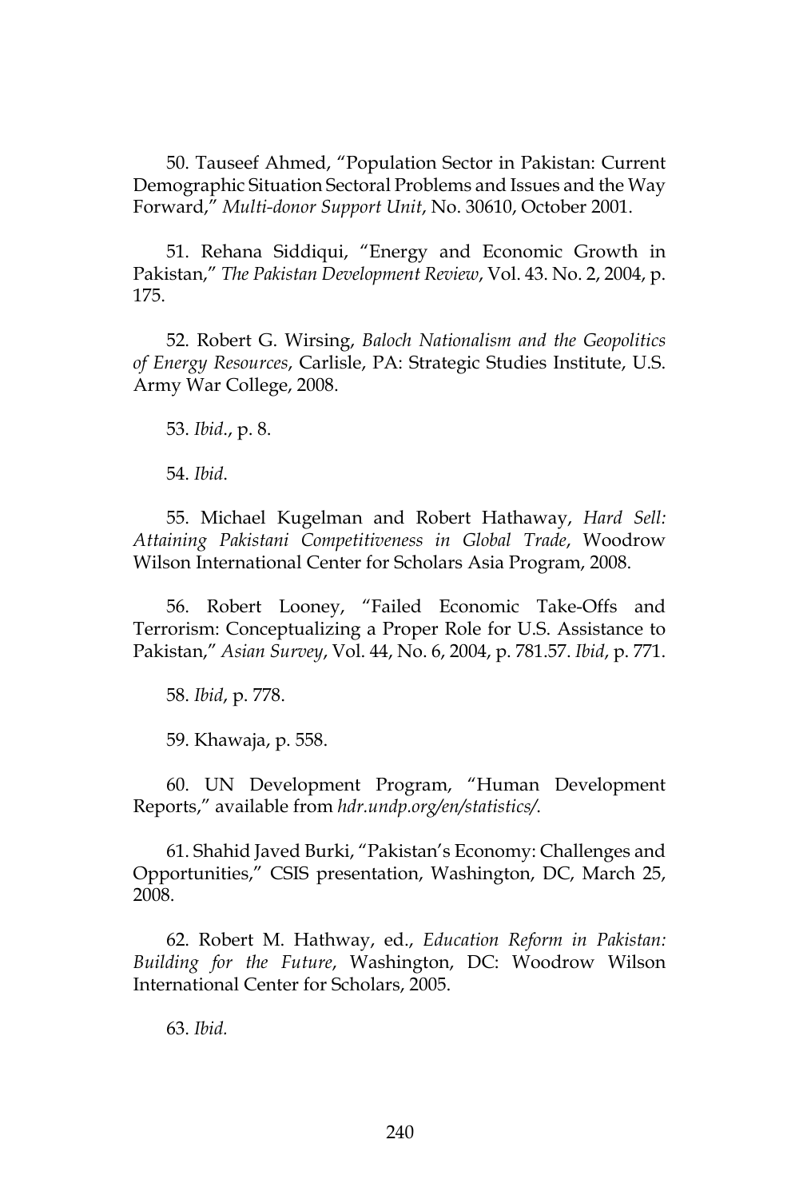50. Tauseef Ahmed, "Population Sector in Pakistan: Current Demographic Situation Sectoral Problems and Issues and the Way Forward," *Multi-donor Support Unit*, No. 30610, October 2001.

51. Rehana Siddiqui, "Energy and Economic Growth in Pakistan," *The Pakistan Development Review*, Vol. 43. No. 2, 2004, p. 175.

52. Robert G. Wirsing, *Baloch Nationalism and the Geopolitics of Energy Resources*, Carlisle, PA: Strategic Studies Institute, U.S. Army War College, 2008.

53. *Ibid*., p. 8.

54. *Ibid*.

55. Michael Kugelman and Robert Hathaway, *Hard Sell: Attaining Pakistani Competitiveness in Global Trade*, Woodrow Wilson International Center for Scholars Asia Program, 2008.

56. Robert Looney, "Failed Economic Take-Offs and Terrorism: Conceptualizing a Proper Role for U.S. Assistance to Pakistan," *Asian Survey*, Vol. 44, No. 6, 2004, p. 781.57. *Ibid*, p. 771.

58. *Ibid*, p. 778.

59. Khawaja, p. 558.

60. UN Development Program, "Human Development Reports," available from *hdr.undp.org/en/statistics/*.

61. Shahid Javed Burki, "Pakistan's Economy: Challenges and Opportunities," CSIS presentation, Washington, DC, March 25, 2008.

62. Robert M. Hathway, ed., *Education Reform in Pakistan: Building for the Future*, Washington, DC: Woodrow Wilson International Center for Scholars, 2005.

63. *Ibid.*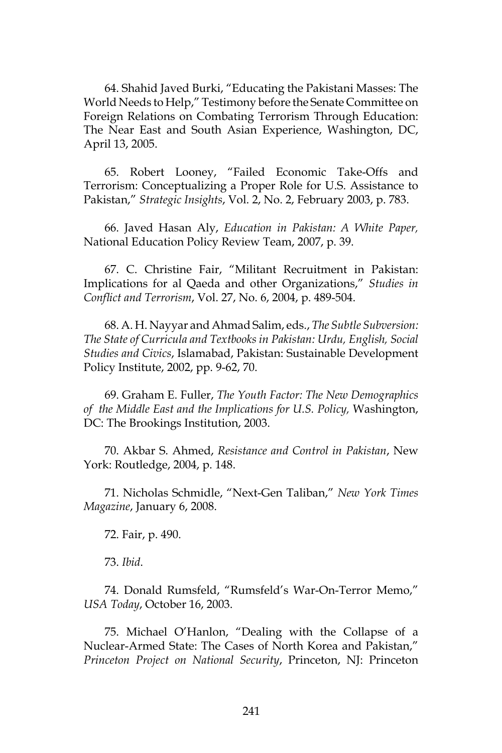64. Shahid Javed Burki, "Educating the Pakistani Masses: The World Needs to Help," Testimony before the Senate Committee on Foreign Relations on Combating Terrorism Through Education: The Near East and South Asian Experience, Washington, DC, April 13, 2005.

65. Robert Looney, "Failed Economic Take-Offs and Terrorism: Conceptualizing a Proper Role for U.S. Assistance to Pakistan," *Strategic Insights*, Vol. 2, No. 2, February 2003, p. 783.

66. Javed Hasan Aly, *Education in Pakistan: A White Paper,* National Education Policy Review Team, 2007, p. 39.

67. C. Christine Fair, "Militant Recruitment in Pakistan: Implications for al Qaeda and other Organizations," *Studies in Conflict and Terrorism*, Vol. 27, No. 6, 2004, p. 489-504.

68. A. H. Nayyar and Ahmad Salim, eds., *The Subtle Subversion: The State of Curricula and Textbooks in Pakistan: Urdu, English, Social Studies and Civics*, Islamabad, Pakistan: Sustainable Development Policy Institute, 2002, pp. 9-62, 70.

69. Graham E. Fuller, *The Youth Factor: The New Demographics of the Middle East and the Implications for U.S. Policy,* Washington, DC: The Brookings Institution, 2003.

70. Akbar S. Ahmed, *Resistance and Control in Pakistan*, New York: Routledge, 2004, p. 148.

71. Nicholas Schmidle, "Next-Gen Taliban," *New York Times Magazine*, January 6, 2008.

72. Fair, p. 490.

73. *Ibid*.

74. Donald Rumsfeld, "Rumsfeld's War-On-Terror Memo," *USA Today*, October 16, 2003.

75. Michael O'Hanlon, "Dealing with the Collapse of a Nuclear-Armed State: The Cases of North Korea and Pakistan," *Princeton Project on National Security*, Princeton, NJ: Princeton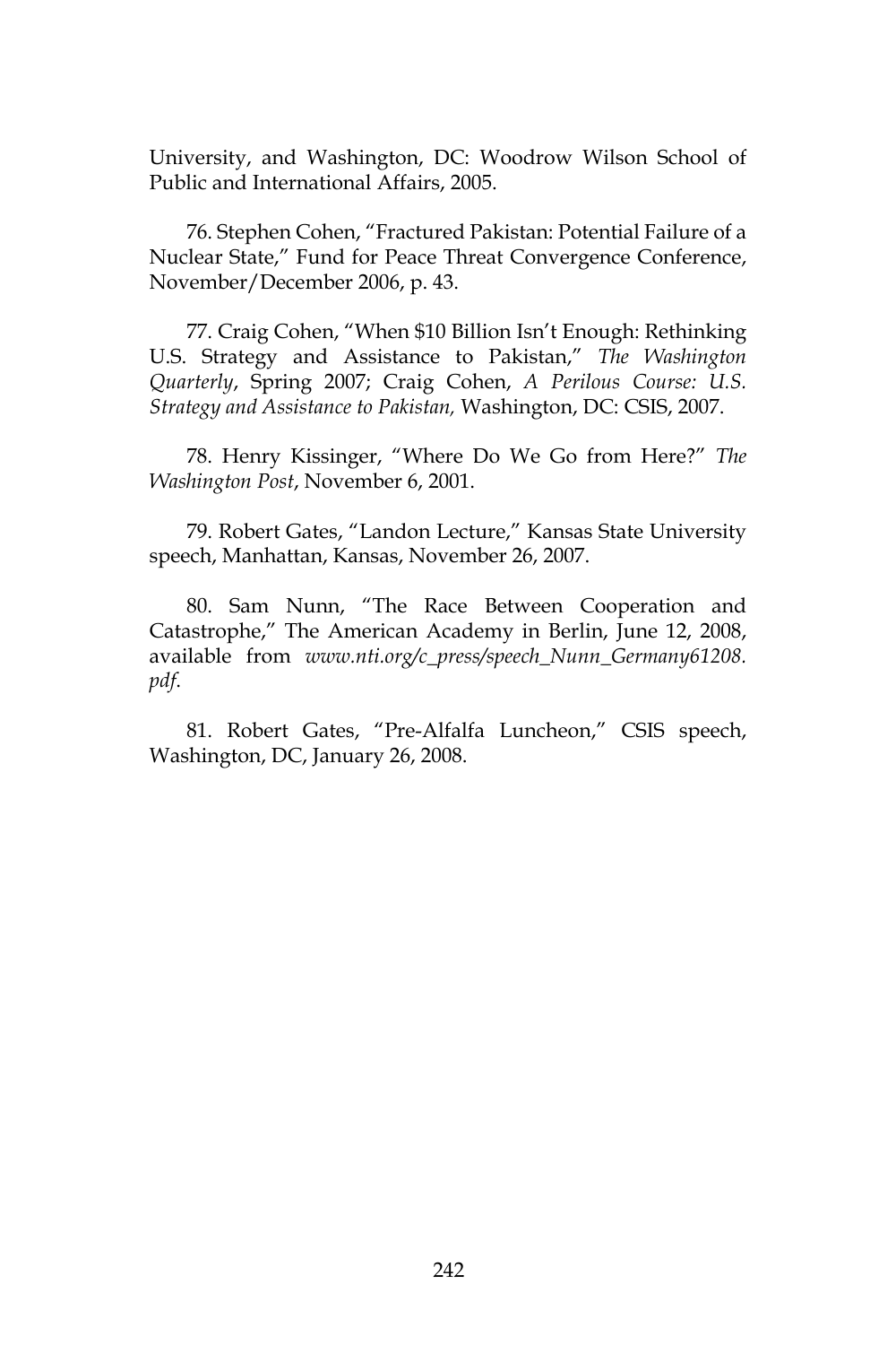University, and Washington, DC: Woodrow Wilson School of Public and International Affairs, 2005.

76. Stephen Cohen, “Fractured Pakistan: Potential Failure of a Nuclear State,” Fund for Peace Threat Convergence Conference, November/December 2006, p. 43.

77. Craig Cohen, “When $10 Billion Isn’t Enough: Rethinking U.S. Strategy and Assistance to Pakistan,” *The Washington Quarterly*, Spring 2007; Craig Cohen, *A Perilous Course: U.S. Strategy and Assistance to Pakistan,* Washington, DC: CSIS, 2007.

78. Henry Kissinger, “Where Do We Go from Here?” *The Washington Post*, November 6, 2001.

79. Robert Gates, “Landon Lecture,” Kansas State University speech, Manhattan, Kansas, November 26, 2007.

80. Sam Nunn, “The Race Between Cooperation and Catastrophe,” The American Academy in Berlin, June 12, 2008, available from *www.nti.org/c_press/speech_Nunn_Germany61208.pdf*.

81. Robert Gates, “Pre-Alfalfa Luncheon,” CSIS speech, Washington, DC, January 26, 2008.